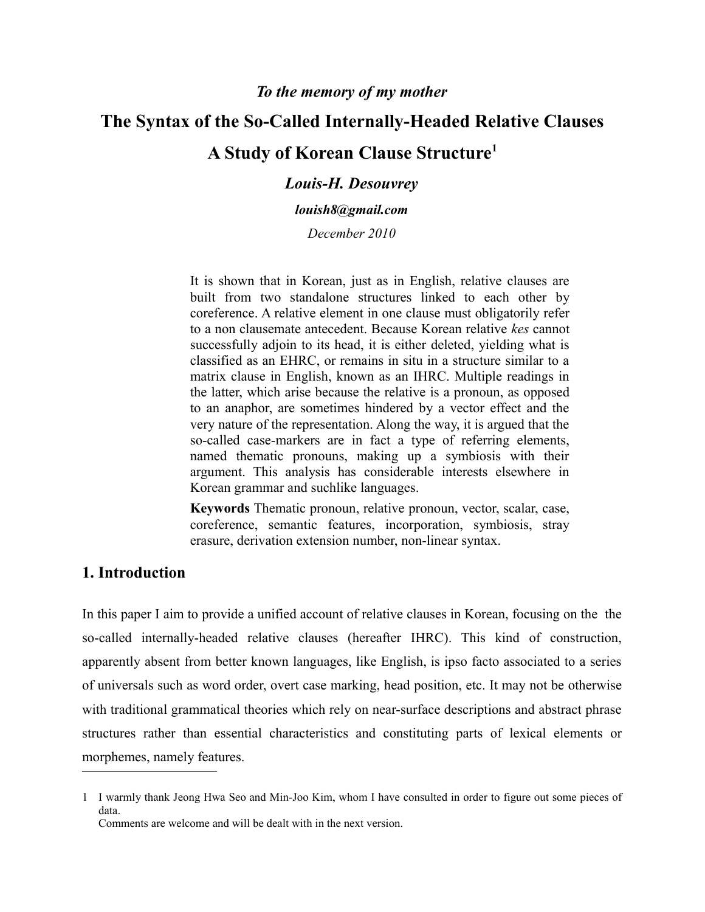*To the memory of my mother*

# The Syntax of the So-Called Internally-Headed Relative Clauses

# A Study of Korean Clause Structure[1]

***Louis-H. Desouvrey***

***louish8@gmail.com***

*December 2010*

It is shown that in Korean, just as in English, relative clauses are built from two standalone structures linked to each other by coreference. A relative element in one clause must obligatorily refer to a non clausemate antecedent. Because Korean relative *kes* cannot successfully adjoin to its head, it is either deleted, yielding what is classified as an EHRC, or remains in situ in a structure similar to a matrix clause in English, known as an IHRC. Multiple readings in the latter, which arise because the relative is a pronoun, as opposed to an anaphor, are sometimes hindered by a vector effect and the very nature of the representation. Along the way, it is argued that the so-called case-markers are in fact a type of referring elements, named thematic pronouns, making up a symbiosis with their argument. This analysis has considerable interests elsewhere in Korean grammar and suchlike languages.

**Keywords** Thematic pronoun, relative pronoun, vector, scalar, case, coreference, semantic features, incorporation, symbiosis, stray erasure, derivation extension number, non-linear syntax.

## 1. Introduction

In this paper I aim to provide a unified account of relative clauses in Korean, focusing on the  the so-called internally-headed relative clauses (hereafter IHRC). This kind of construction, apparently absent from better known languages, like English, is ipso facto associated to a series of universals such as word order, overt case marking, head position, etc. It may not be otherwise with traditional grammatical theories which rely on near-surface descriptions and abstract phrase structures rather than essential characteristics and constituting parts of lexical elements or morphemes, namely features.

---

1 I warmly thank Jeong Hwa Seo and Min-Joo Kim, whom I have consulted in order to figure out some pieces of data.
Comments are welcome and will be dealt with in the next version.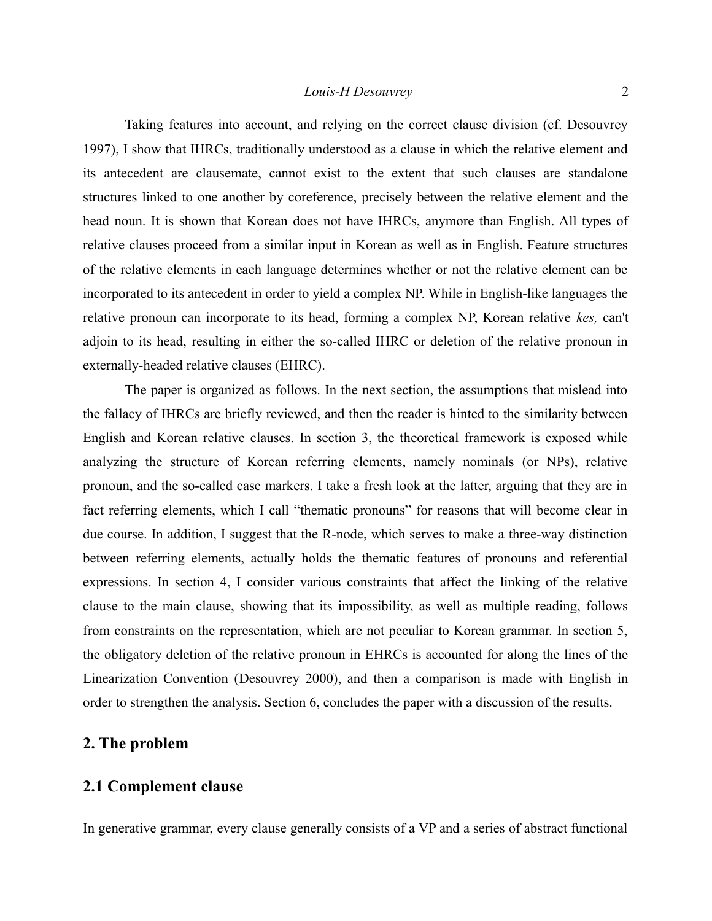Taking features into account, and relying on the correct clause division (cf. Desouvrey 1997), I show that IHRCs, traditionally understood as a clause in which the relative element and its antecedent are clausemate, cannot exist to the extent that such clauses are standalone structures linked to one another by coreference, precisely between the relative element and the head noun. It is shown that Korean does not have IHRCs, anymore than English. All types of relative clauses proceed from a similar input in Korean as well as in English. Feature structures of the relative elements in each language determines whether or not the relative element can be incorporated to its antecedent in order to yield a complex NP. While in English-like languages the relative pronoun can incorporate to its head, forming a complex NP, Korean relative *kes,* can't adjoin to its head, resulting in either the so-called IHRC or deletion of the relative pronoun in externally-headed relative clauses (EHRC).

The paper is organized as follows. In the next section, the assumptions that mislead into the fallacy of IHRCs are briefly reviewed, and then the reader is hinted to the similarity between English and Korean relative clauses. In section 3, the theoretical framework is exposed while analyzing the structure of Korean referring elements, namely nominals (or NPs), relative pronoun, and the so-called case markers. I take a fresh look at the latter, arguing that they are in fact referring elements, which I call "thematic pronouns" for reasons that will become clear in due course. In addition, I suggest that the R-node, which serves to make a three-way distinction between referring elements, actually holds the thematic features of pronouns and referential expressions. In section 4, I consider various constraints that affect the linking of the relative clause to the main clause, showing that its impossibility, as well as multiple reading, follows from constraints on the representation, which are not peculiar to Korean grammar. In section 5, the obligatory deletion of the relative pronoun in EHRCs is accounted for along the lines of the Linearization Convention (Desouvrey 2000), and then a comparison is made with English in order to strengthen the analysis. Section 6, concludes the paper with a discussion of the results.

## 2. The problem

### 2.1 Complement clause

In generative grammar, every clause generally consists of a VP and a series of abstract functional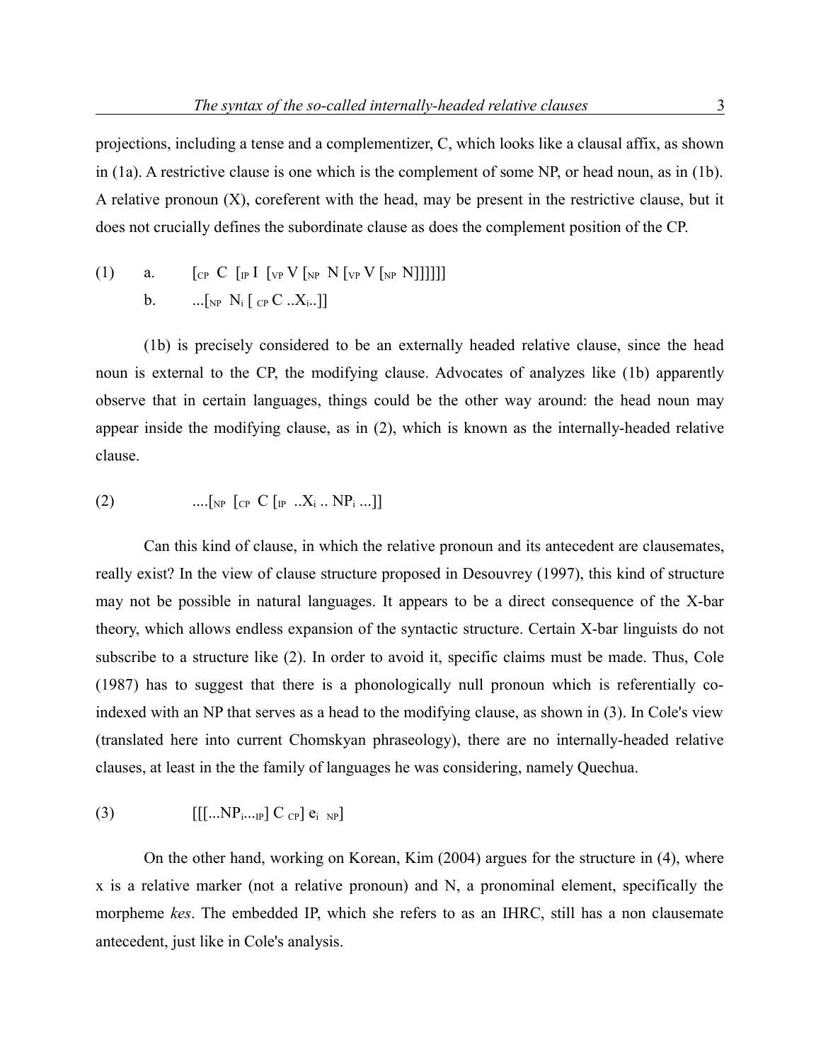projections, including a tense and a complementizer, C, which looks like a clausal affix, as shown in (1a). A restrictive clause is one which is the complement of some NP, or head noun, as in (1b). A relative pronoun (X), coreferent with the head, may be present in the restrictive clause, but it does not crucially defines the subordinate clause as does the complement position of the CP.

(1) a. $[_{CP}$ C $[_{IP}$ I $[_{VP}$ V $[_{NP}$ N $[_{VP}$ V $[_{NP}$ N$]]]]]]$

b. ...$[_{NP}$ $N_i$ $[_{CP}$ C ..$X_i$..$]]$

(1b) is precisely considered to be an externally headed relative clause, since the head noun is external to the CP, the modifying clause. Advocates of analyzes like (1b) apparently observe that in certain languages, things could be the other way around: the head noun may appear inside the modifying clause, as in (2), which is known as the internally-headed relative clause.

(2) ....$[_{NP}$ $[_{CP}$ C $[_{IP}$ ..$X_i$ .. $NP_i$ ...$]]$

Can this kind of clause, in which the relative pronoun and its antecedent are clausemates, really exist? In the view of clause structure proposed in Desouvrey (1997), this kind of structure may not be possible in natural languages. It appears to be a direct consequence of the X-bar theory, which allows endless expansion of the syntactic structure. Certain X-bar linguists do not subscribe to a structure like (2). In order to avoid it, specific claims must be made. Thus, Cole (1987) has to suggest that there is a phonologically null pronoun which is referentially co-indexed with an NP that serves as a head to the modifying clause, as shown in (3). In Cole's view (translated here into current Chomskyan phraseology), there are no internally-headed relative clauses, at least in the the family of languages he was considering, namely Quechua.

(3) $[[[...NP_i..._{IP}]$ C $_{CP}]$ $e_i$ $_{NP}]$

On the other hand, working on Korean, Kim (2004) argues for the structure in (4), where x is a relative marker (not a relative pronoun) and N, a pronominal element, specifically the morpheme *kes*. The embedded IP, which she refers to as an IHRC, still has a non clausemate antecedent, just like in Cole's analysis.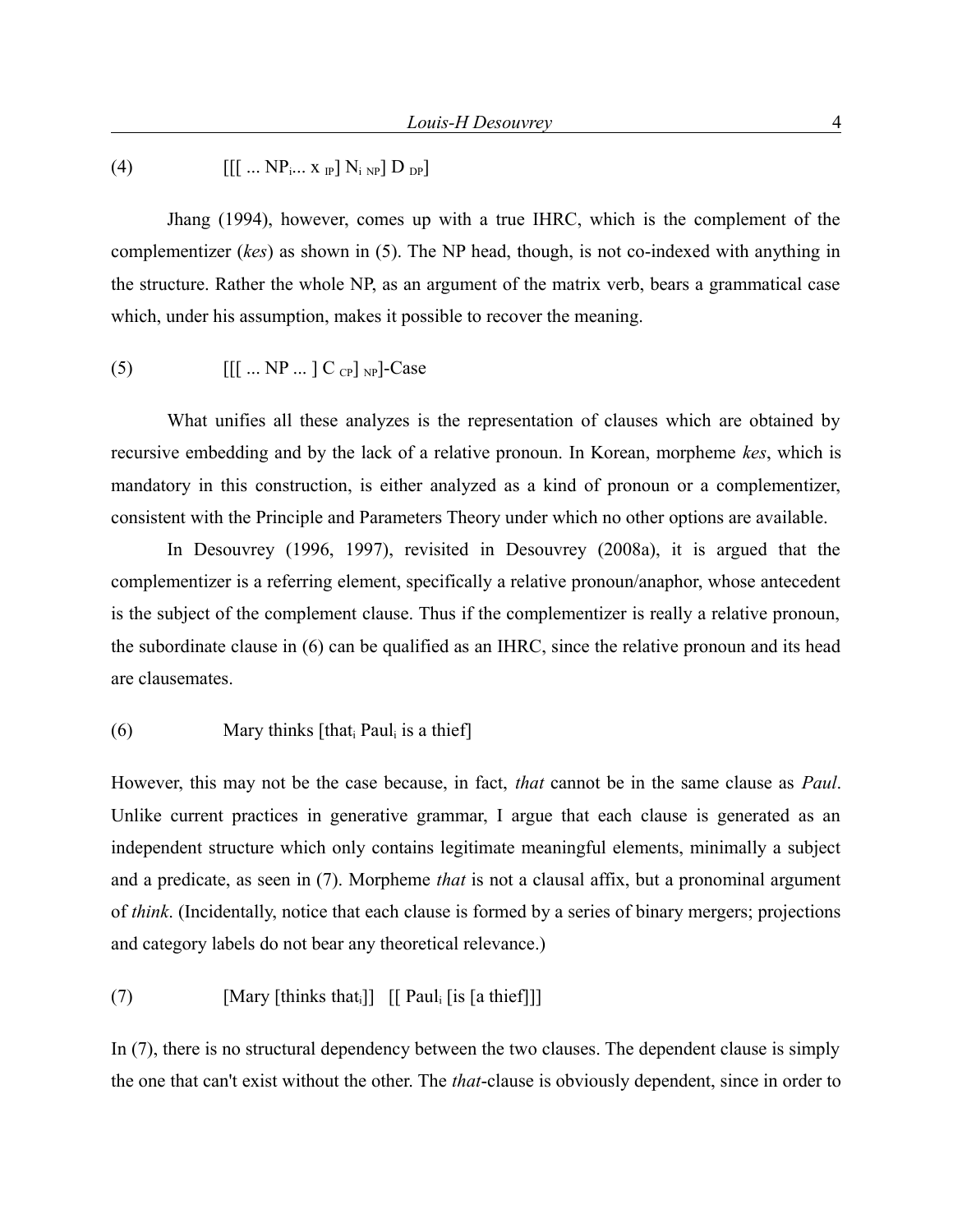(4) $[[[\ ...\ NP_i ...\ x\ _{IP}]\ N_i\ _{NP}]\ D\ _{DP}]$

Jhang (1994), however, comes up with a true IHRC, which is the complement of the complementizer (*kes*) as shown in (5). The NP head, though, is not co-indexed with anything in the structure. Rather the whole NP, as an argument of the matrix verb, bears a grammatical case which, under his assumption, makes it possible to recover the meaning.

(5) $[[[\ ...\ NP\ ...\ ]\ C\ _{CP}]\ _{NP}]$-Case

What unifies all these analyzes is the representation of clauses which are obtained by recursive embedding and by the lack of a relative pronoun. In Korean, morpheme *kes*, which is mandatory in this construction, is either analyzed as a kind of pronoun or a complementizer, consistent with the Principle and Parameters Theory under which no other options are available.

In Desouvrey (1996, 1997), revisited in Desouvrey (2008a), it is argued that the complementizer is a referring element, specifically a relative pronoun/anaphor, whose antecedent is the subject of the complement clause. Thus if the complementizer is really a relative pronoun, the subordinate clause in (6) can be qualified as an IHRC, since the relative pronoun and its head are clausemates.

(6) Mary thinks [that$_i$ Paul$_i$ is a thief]

However, this may not be the case because, in fact, *that* cannot be in the same clause as *Paul*. Unlike current practices in generative grammar, I argue that each clause is generated as an independent structure which only contains legitimate meaningful elements, minimally a subject and a predicate, as seen in (7). Morpheme *that* is not a clausal affix, but a pronominal argument of *think*. (Incidentally, notice that each clause is formed by a series of binary mergers; projections and category labels do not bear any theoretical relevance.)

(7) [Mary [thinks that$_i$]] [[ Paul$_i$ [is [a thief]]]

In (7), there is no structural dependency between the two clauses. The dependent clause is simply the one that can't exist without the other. The *that*-clause is obviously dependent, since in order to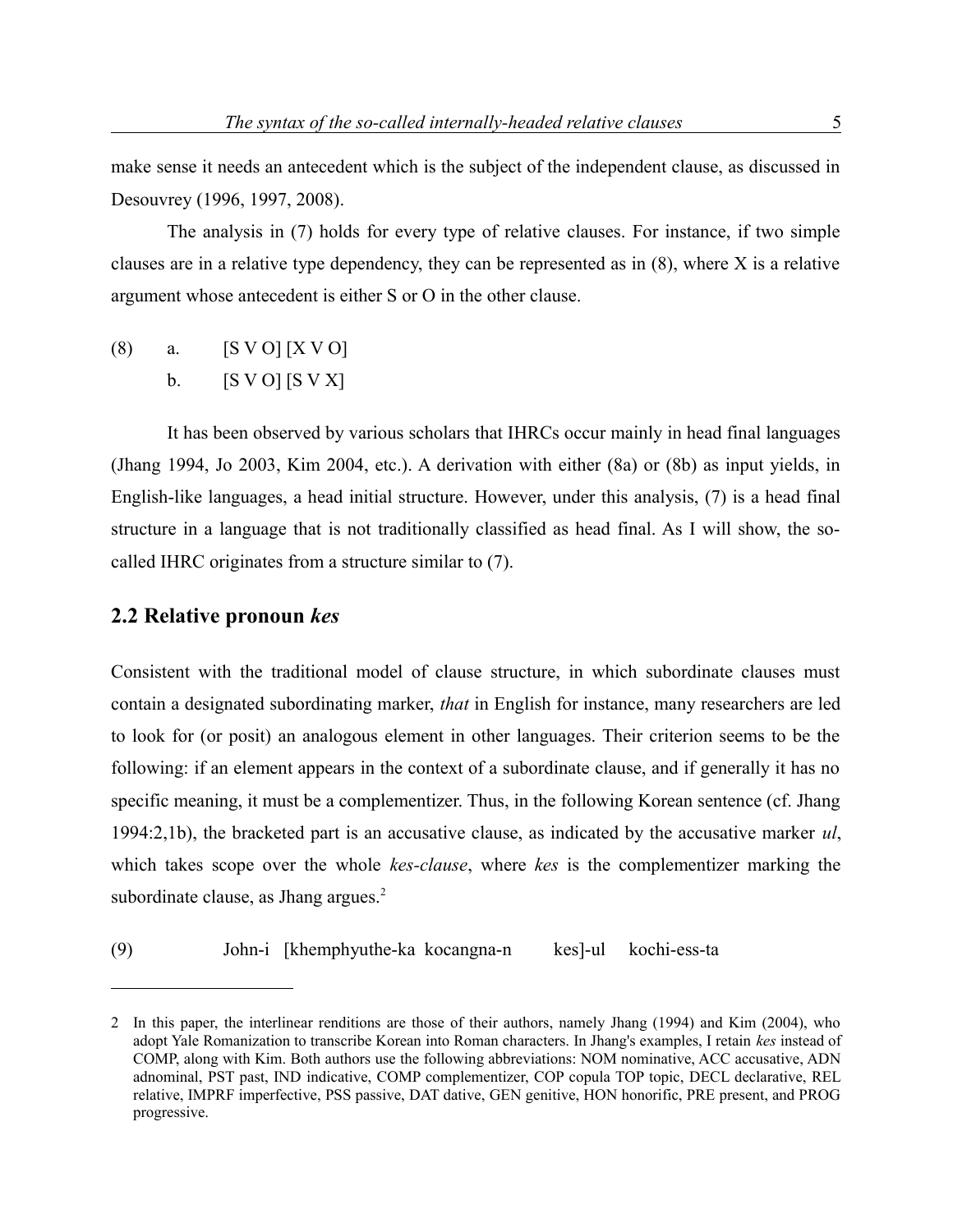make sense it needs an antecedent which is the subject of the independent clause, as discussed in Desouvrey (1996, 1997, 2008).

The analysis in (7) holds for every type of relative clauses. For instance, if two simple clauses are in a relative type dependency, they can be represented as in (8), where X is a relative argument whose antecedent is either S or O in the other clause.

(8) a. [S V O] [X V O]
    b. [S V O] [S V X]

It has been observed by various scholars that IHRCs occur mainly in head final languages (Jhang 1994, Jo 2003, Kim 2004, etc.). A derivation with either (8a) or (8b) as input yields, in English-like languages, a head initial structure. However, under this analysis, (7) is a head final structure in a language that is not traditionally classified as head final. As I will show, the so-called IHRC originates from a structure similar to (7).

## 2.2 Relative pronoun *kes*

Consistent with the traditional model of clause structure, in which subordinate clauses must contain a designated subordinating marker, *that* in English for instance, many researchers are led to look for (or posit) an analogous element in other languages. Their criterion seems to be the following: if an element appears in the context of a subordinate clause, and if generally it has no specific meaning, it must be a complementizer. Thus, in the following Korean sentence (cf. Jhang 1994:2,1b), the bracketed part is an accusative clause, as indicated by the accusative marker *ul*, which takes scope over the whole *kes-clause*, where *kes* is the complementizer marking the subordinate clause, as Jhang argues.[2]

(9) John-i [khemphyuthe-ka kocangna-n kes]-ul kochi-ess-ta

---

2 In this paper, the interlinear renditions are those of their authors, namely Jhang (1994) and Kim (2004), who adopt Yale Romanization to transcribe Korean into Roman characters. In Jhang's examples, I retain *kes* instead of COMP, along with Kim. Both authors use the following abbreviations: NOM nominative, ACC accusative, ADN adnominal, PST past, IND indicative, COMP complementizer, COP copula TOP topic, DECL declarative, REL relative, IMPRF imperfective, PSS passive, DAT dative, GEN genitive, HON honorific, PRE present, and PROG progressive.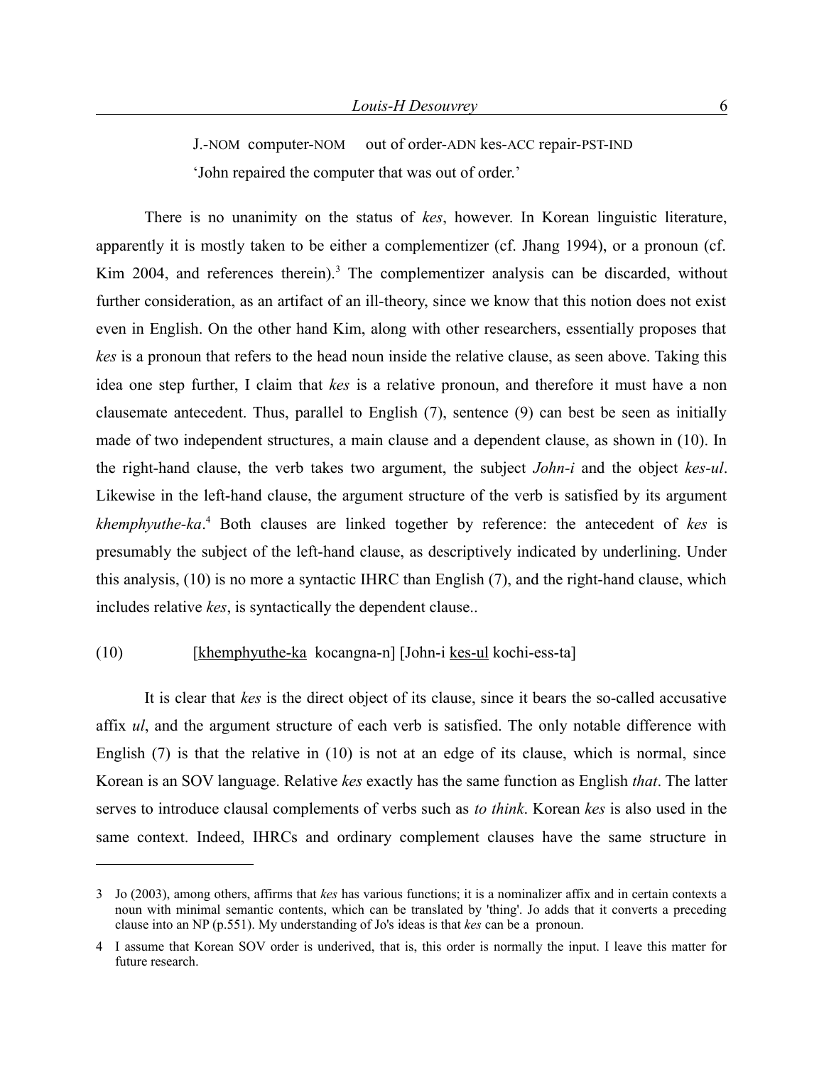J.-NOM computer-NOM out of order-ADN kes-ACC repair-PST-IND

'John repaired the computer that was out of order.'

There is no unanimity on the status of *kes*, however. In Korean linguistic literature, apparently it is mostly taken to be either a complementizer (cf. Jhang 1994), or a pronoun (cf. Kim 2004, and references therein).[3] The complementizer analysis can be discarded, without further consideration, as an artifact of an ill-theory, since we know that this notion does not exist even in English. On the other hand Kim, along with other researchers, essentially proposes that *kes* is a pronoun that refers to the head noun inside the relative clause, as seen above. Taking this idea one step further, I claim that *kes* is a relative pronoun, and therefore it must have a non clausemate antecedent. Thus, parallel to English (7), sentence (9) can best be seen as initially made of two independent structures, a main clause and a dependent clause, as shown in (10). In the right-hand clause, the verb takes two argument, the subject *John-i* and the object *kes-ul*. Likewise in the left-hand clause, the argument structure of the verb is satisfied by its argument *khemphyuthe-ka*.[4] Both clauses are linked together by reference: the antecedent of *kes* is presumably the subject of the left-hand clause, as descriptively indicated by underlining. Under this analysis, (10) is no more a syntactic IHRC than English (7), and the right-hand clause, which includes relative *kes*, is syntactically the dependent clause..

(10) [<u>khemphyuthe-ka</u> kocangna-n] [John-i <u>kes-ul</u> kochi-ess-ta]

It is clear that *kes* is the direct object of its clause, since it bears the so-called accusative affix *ul*, and the argument structure of each verb is satisfied. The only notable difference with English (7) is that the relative in (10) is not at an edge of its clause, which is normal, since Korean is an SOV language. Relative *kes* exactly has the same function as English *that*. The latter serves to introduce clausal complements of verbs such as *to think*. Korean *kes* is also used in the same context. Indeed, IHRCs and ordinary complement clauses have the same structure in

---

3 Jo (2003), among others, affirms that *kes* has various functions; it is a nominalizer affix and in certain contexts a noun with minimal semantic contents, which can be translated by 'thing'. Jo adds that it converts a preceding clause into an NP (p.551). My understanding of Jo's ideas is that *kes* can be a pronoun.

4 I assume that Korean SOV order is underived, that is, this order is normally the input. I leave this matter for future research.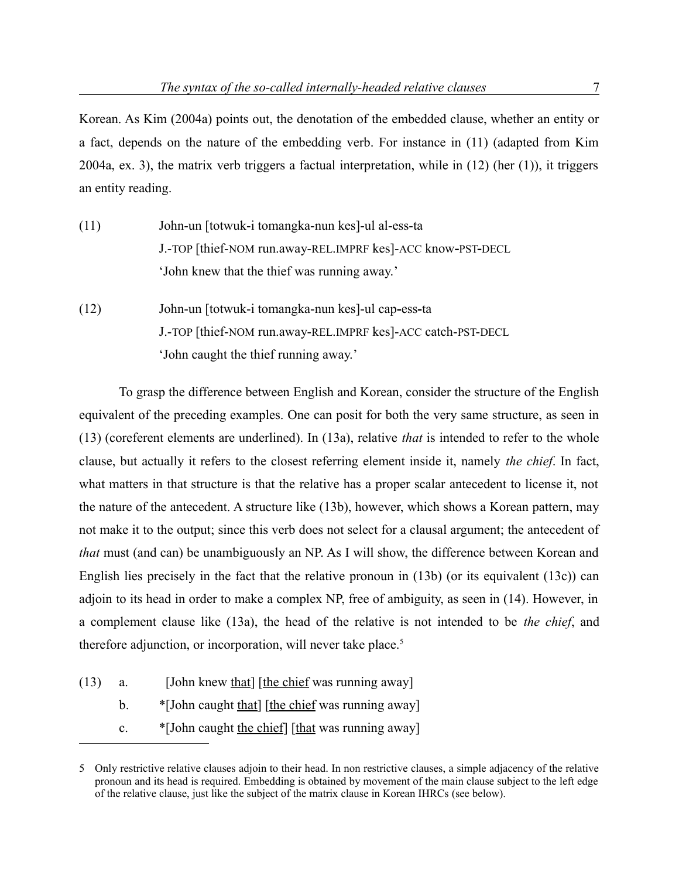Korean. As Kim (2004a) points out, the denotation of the embedded clause, whether an entity or a fact, depends on the nature of the embedding verb. For instance in (11) (adapted from Kim 2004a, ex. 3), the matrix verb triggers a factual interpretation, while in (12) (her (1)), it triggers an entity reading.

(11) John-un [totwuk-i tomangka-nun kes]-ul al-ess-ta
J.-TOP [thief-NOM run.away-REL.IMPRF kes]-ACC know-PST-DECL
'John knew that the thief was running away.'

(12) John-un [totwuk-i tomangka-nun kes]-ul cap-ess-ta
J.-TOP [thief-NOM run.away-REL.IMPRF kes]-ACC catch-PST-DECL
'John caught the thief running away.'

To grasp the difference between English and Korean, consider the structure of the English equivalent of the preceding examples. One can posit for both the very same structure, as seen in (13) (coreferent elements are underlined). In (13a), relative *that* is intended to refer to the whole clause, but actually it refers to the closest referring element inside it, namely *the chief*. In fact, what matters in that structure is that the relative has a proper scalar antecedent to license it, not the nature of the antecedent. A structure like (13b), however, which shows a Korean pattern, may not make it to the output; since this verb does not select for a clausal argument; the antecedent of *that* must (and can) be unambiguously an NP. As I will show, the difference between Korean and English lies precisely in the fact that the relative pronoun in (13b) (or its equivalent (13c)) can adjoin to its head in order to make a complex NP, free of ambiguity, as seen in (14). However, in a complement clause like (13a), the head of the relative is not intended to be *the chief*, and therefore adjunction, or incorporation, will never take place.[5]

(13) a. [John knew <u>that</u>] [<u>the chief</u> was running away]
b. *[John caught <u>that</u>] [<u>the chief</u> was running away]
c. *[John caught <u>the chief</u>] [<u>that</u> was running away]

---

5 Only restrictive relative clauses adjoin to their head. In non restrictive clauses, a simple adjacency of the relative pronoun and its head is required. Embedding is obtained by movement of the main clause subject to the left edge of the relative clause, just like the subject of the matrix clause in Korean IHRCs (see below).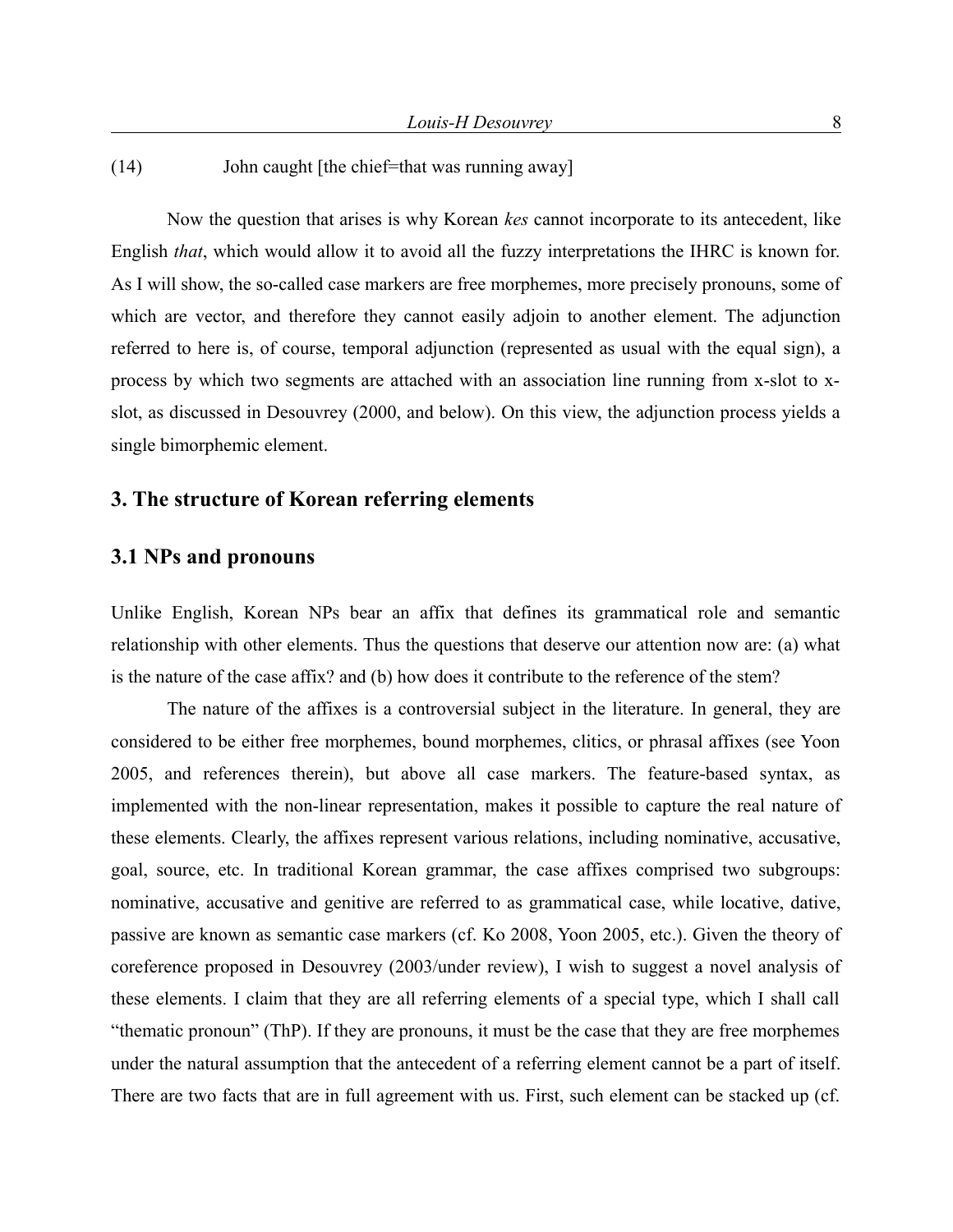(14) John caught [the chief=that was running away]

Now the question that arises is why Korean *kes* cannot incorporate to its antecedent, like English *that*, which would allow it to avoid all the fuzzy interpretations the IHRC is known for. As I will show, the so-called case markers are free morphemes, more precisely pronouns, some of which are vector, and therefore they cannot easily adjoin to another element. The adjunction referred to here is, of course, temporal adjunction (represented as usual with the equal sign), a process by which two segments are attached with an association line running from x-slot to x-slot, as discussed in Desouvrey (2000, and below). On this view, the adjunction process yields a single bimorphemic element.

## 3. The structure of Korean referring elements

### 3.1 NPs and pronouns

Unlike English, Korean NPs bear an affix that defines its grammatical role and semantic relationship with other elements. Thus the questions that deserve our attention now are: (a) what is the nature of the case affix? and (b) how does it contribute to the reference of the stem?

The nature of the affixes is a controversial subject in the literature. In general, they are considered to be either free morphemes, bound morphemes, clitics, or phrasal affixes (see Yoon 2005, and references therein), but above all case markers. The feature-based syntax, as implemented with the non-linear representation, makes it possible to capture the real nature of these elements. Clearly, the affixes represent various relations, including nominative, accusative, goal, source, etc. In traditional Korean grammar, the case affixes comprised two subgroups: nominative, accusative and genitive are referred to as grammatical case, while locative, dative, passive are known as semantic case markers (cf. Ko 2008, Yoon 2005, etc.). Given the theory of coreference proposed in Desouvrey (2003/under review), I wish to suggest a novel analysis of these elements. I claim that they are all referring elements of a special type, which I shall call "thematic pronoun" (ThP). If they are pronouns, it must be the case that they are free morphemes under the natural assumption that the antecedent of a referring element cannot be a part of itself. There are two facts that are in full agreement with us. First, such element can be stacked up (cf.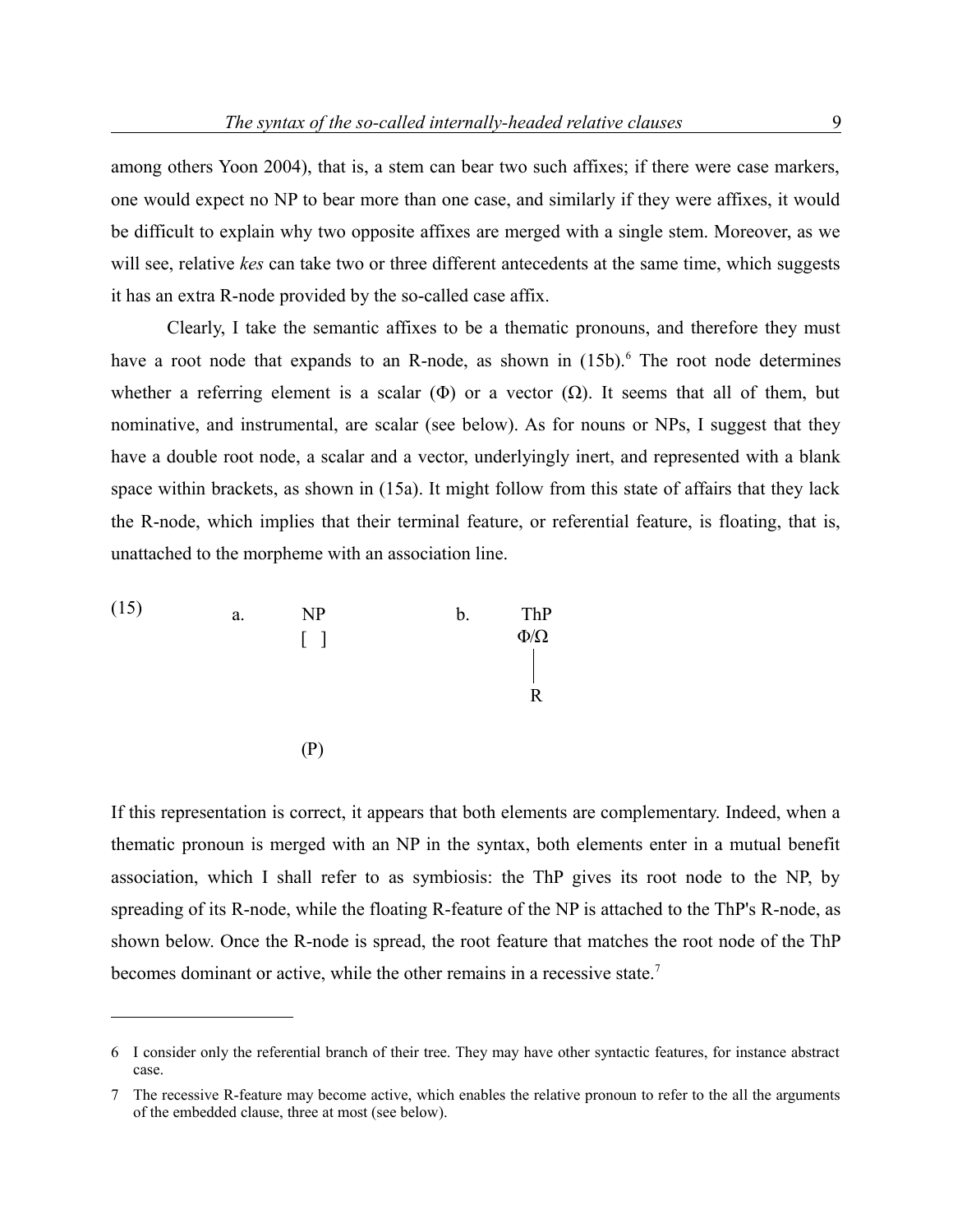among others Yoon 2004), that is, a stem can bear two such affixes; if there were case markers, one would expect no NP to bear more than one case, and similarly if they were affixes, it would be difficult to explain why two opposite affixes are merged with a single stem. Moreover, as we will see, relative *kes* can take two or three different antecedents at the same time, which suggests it has an extra R-node provided by the so-called case affix.

Clearly, I take the semantic affixes to be a thematic pronouns, and therefore they must have a root node that expands to an R-node, as shown in (15b).[6] The root node determines whether a referring element is a scalar (Φ) or a vector (Ω). It seems that all of them, but nominative, and instrumental, are scalar (see below). As for nouns or NPs, I suggest that they have a double root node, a scalar and a vector, underlyingly inert, and represented with a blank space within brackets, as shown in (15a). It might follow from this state of affairs that they lack the R-node, which implies that their terminal feature, or referential feature, is floating, that is, unattached to the morpheme with an association line.

```
(15)    a.    NP                b.    ThP
              [  ]                    Φ/Ω
                                       |
                                       |
                                       R

              (P)
```

If this representation is correct, it appears that both elements are complementary. Indeed, when a thematic pronoun is merged with an NP in the syntax, both elements enter in a mutual benefit association, which I shall refer to as symbiosis: the ThP gives its root node to the NP, by spreading of its R-node, while the floating R-feature of the NP is attached to the ThP's R-node, as shown below. Once the R-node is spread, the root feature that matches the root node of the ThP becomes dominant or active, while the other remains in a recessive state.[7]

---

6 I consider only the referential branch of their tree. They may have other syntactic features, for instance abstract case.

7 The recessive R-feature may become active, which enables the relative pronoun to refer to the all the arguments of the embedded clause, three at most (see below).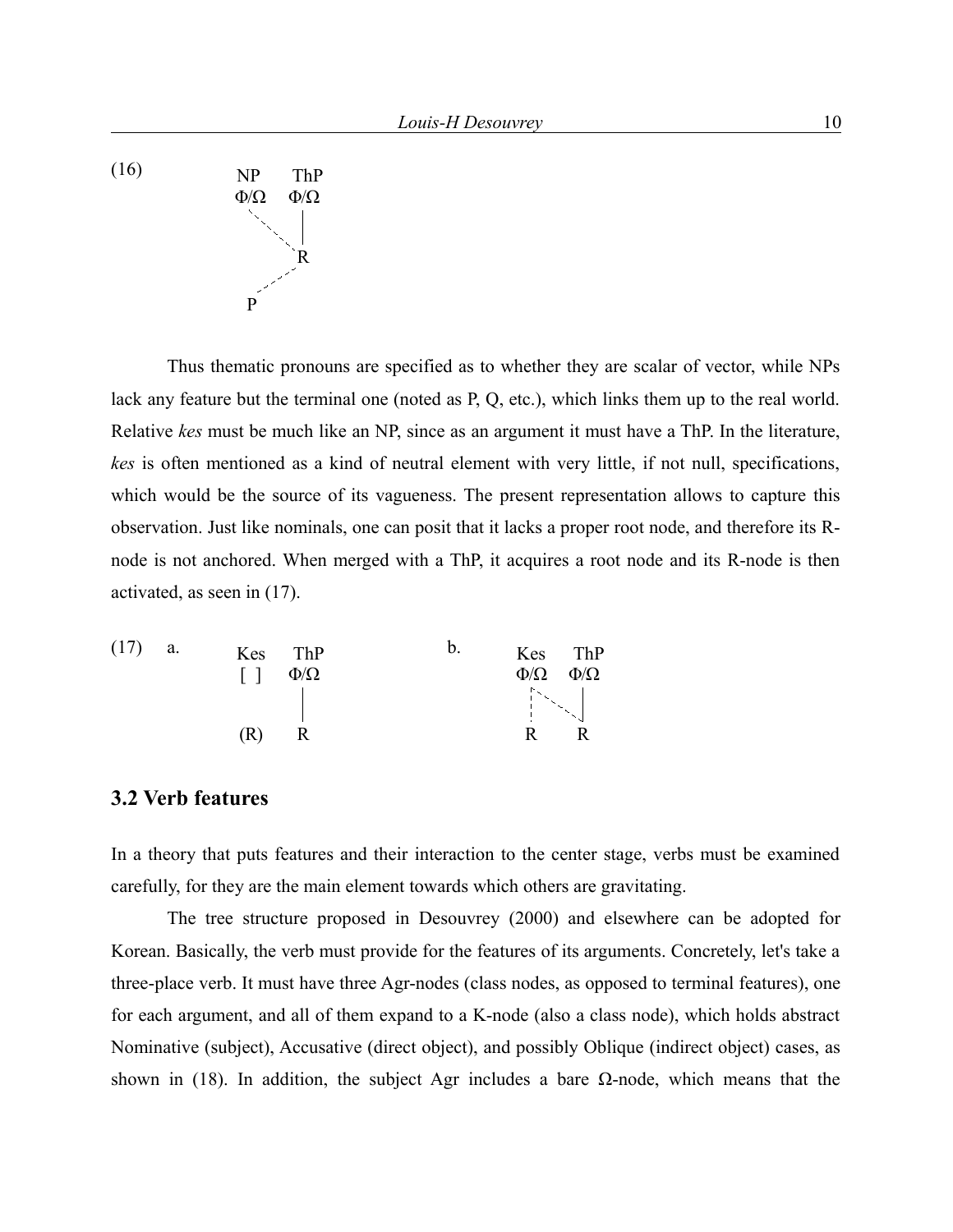(16)

```
NP      ThP
Φ/Ω     Φ/Ω
  \      |
   \     |
    \    |
      R
     /
    /
   P
```

Thus thematic pronouns are specified as to whether they are scalar of vector, while NPs lack any feature but the terminal one (noted as P, Q, etc.), which links them up to the real world. Relative *kes* must be much like an NP, since as an argument it must have a ThP. In the literature, *kes* is often mentioned as a kind of neutral element with very little, if not null, specifications, which would be the source of its vagueness. The present representation allows to capture this observation. Just like nominals, one can posit that it lacks a proper root node, and therefore its R-node is not anchored. When merged with a ThP, it acquires a root node and its R-node is then activated, as seen in (17).

(17) a.

```
Kes     ThP
[ ]     Φ/Ω
         |
         |
(R)      R
```

b.

```
Kes     ThP
Φ/Ω     Φ/Ω
 ¦ \     |
 ¦   \   |
 R       R
```

## 3.2 Verb features

In a theory that puts features and their interaction to the center stage, verbs must be examined carefully, for they are the main element towards which others are gravitating.

The tree structure proposed in Desouvrey (2000) and elsewhere can be adopted for Korean. Basically, the verb must provide for the features of its arguments. Concretely, let's take a three-place verb. It must have three Agr-nodes (class nodes, as opposed to terminal features), one for each argument, and all of them expand to a K-node (also a class node), which holds abstract Nominative (subject), Accusative (direct object), and possibly Oblique (indirect object) cases, as shown in (18). In addition, the subject Agr includes a bare Ω-node, which means that the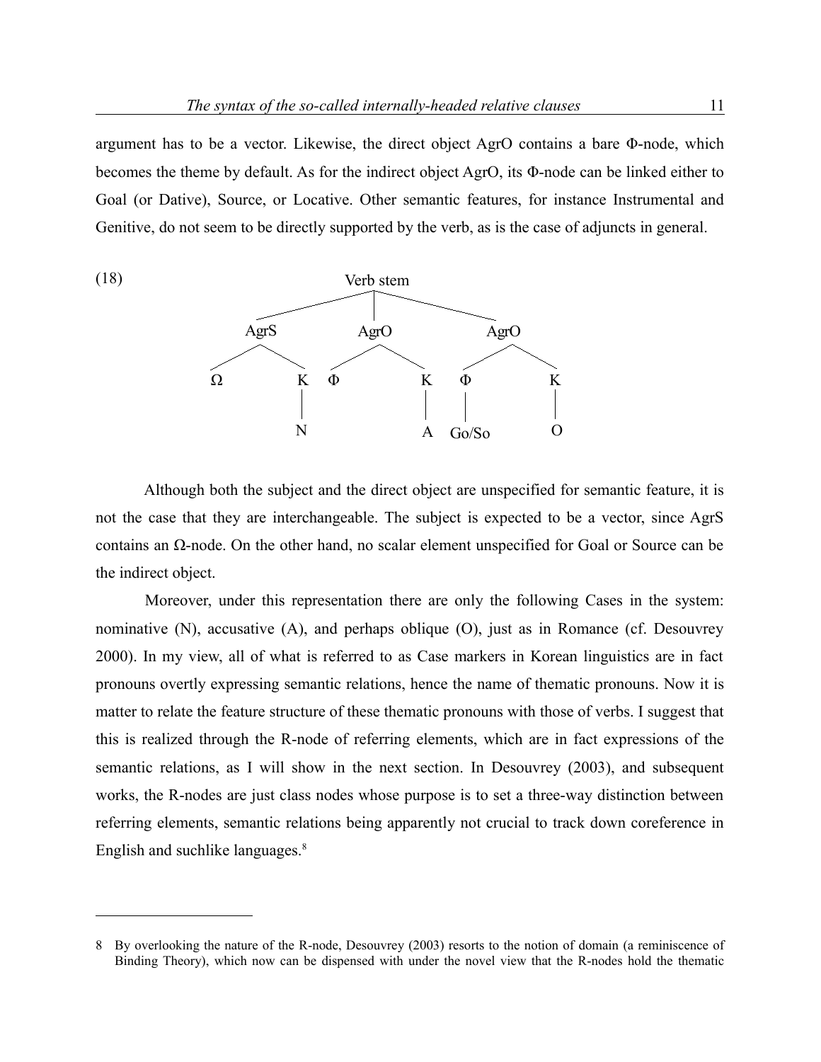argument has to be a vector. Likewise, the direct object AgrO contains a bare Φ-node, which becomes the theme by default. As for the indirect object AgrO, its Φ-node can be linked either to Goal (or Dative), Source, or Locative. Other semantic features, for instance Instrumental and Genitive, do not seem to be directly supported by the verb, as is the case of adjuncts in general.

(18)

```
                    Verb stem
          ______________|______________
         |              |              |
        AgrS           AgrO           AgrO
       /    \         /    \         /    \
      Ω      K       Φ      K       Φ      K
             |              |       |      |
             N              A     Go/So    O
```

Although both the subject and the direct object are unspecified for semantic feature, it is not the case that they are interchangeable. The subject is expected to be a vector, since AgrS contains an Ω-node. On the other hand, no scalar element unspecified for Goal or Source can be the indirect object.

Moreover, under this representation there are only the following Cases in the system: nominative (N), accusative (A), and perhaps oblique (O), just as in Romance (cf. Desouvrey 2000). In my view, all of what is referred to as Case markers in Korean linguistics are in fact pronouns overtly expressing semantic relations, hence the name of thematic pronouns. Now it is matter to relate the feature structure of these thematic pronouns with those of verbs. I suggest that this is realized through the R-node of referring elements, which are in fact expressions of the semantic relations, as I will show in the next section. In Desouvrey (2003), and subsequent works, the R-nodes are just class nodes whose purpose is to set a three-way distinction between referring elements, semantic relations being apparently not crucial to track down coreference in English and suchlike languages.[8]

---

8 By overlooking the nature of the R-node, Desouvrey (2003) resorts to the notion of domain (a reminiscence of Binding Theory), which now can be dispensed with under the novel view that the R-nodes hold the thematic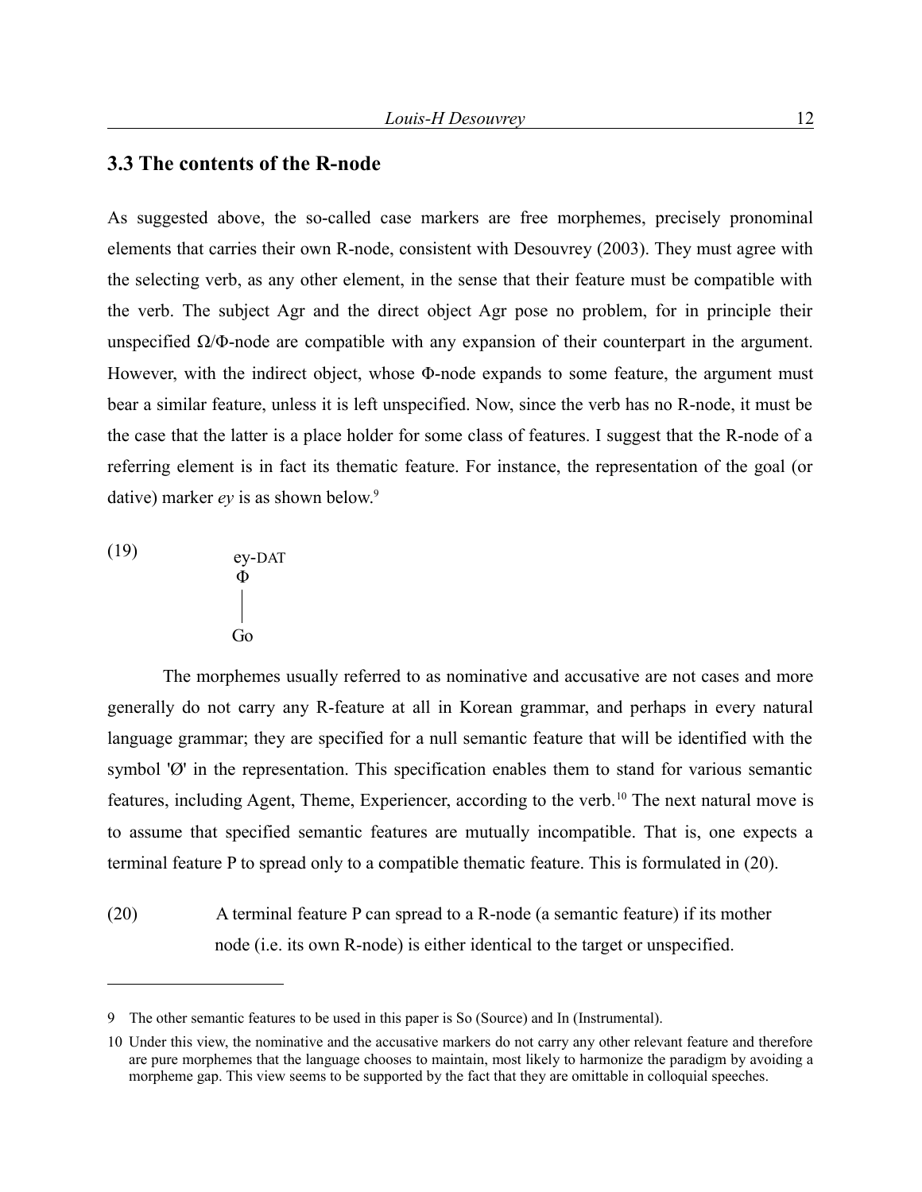### 3.3 The contents of the R-node

As suggested above, the so-called case markers are free morphemes, precisely pronominal elements that carries their own R-node, consistent with Desouvrey (2003). They must agree with the selecting verb, as any other element, in the sense that their feature must be compatible with the verb. The subject Agr and the direct object Agr pose no problem, for in principle their unspecified Ω/Φ-node are compatible with any expansion of their counterpart in the argument. However, with the indirect object, whose Φ-node expands to some feature, the argument must bear a similar feature, unless it is left unspecified. Now, since the verb has no R-node, it must be the case that the latter is a place holder for some class of features. I suggest that the R-node of a referring element is in fact its thematic feature. For instance, the representation of the goal (or dative) marker *ey* is as shown below.[9]

(19)

```
ey-DAT
 Φ
 |
 Go
```

The morphemes usually referred to as nominative and accusative are not cases and more generally do not carry any R-feature at all in Korean grammar, and perhaps in every natural language grammar; they are specified for a null semantic feature that will be identified with the symbol 'Ø' in the representation. This specification enables them to stand for various semantic features, including Agent, Theme, Experiencer, according to the verb.[10] The next natural move is to assume that specified semantic features are mutually incompatible. That is, one expects a terminal feature P to spread only to a compatible thematic feature. This is formulated in (20).

(20) A terminal feature P can spread to a R-node (a semantic feature) if its mother node (i.e. its own R-node) is either identical to the target or unspecified.

---

9 The other semantic features to be used in this paper is So (Source) and In (Instrumental).

10 Under this view, the nominative and the accusative markers do not carry any other relevant feature and therefore are pure morphemes that the language chooses to maintain, most likely to harmonize the paradigm by avoiding a morpheme gap. This view seems to be supported by the fact that they are omittable in colloquial speeches.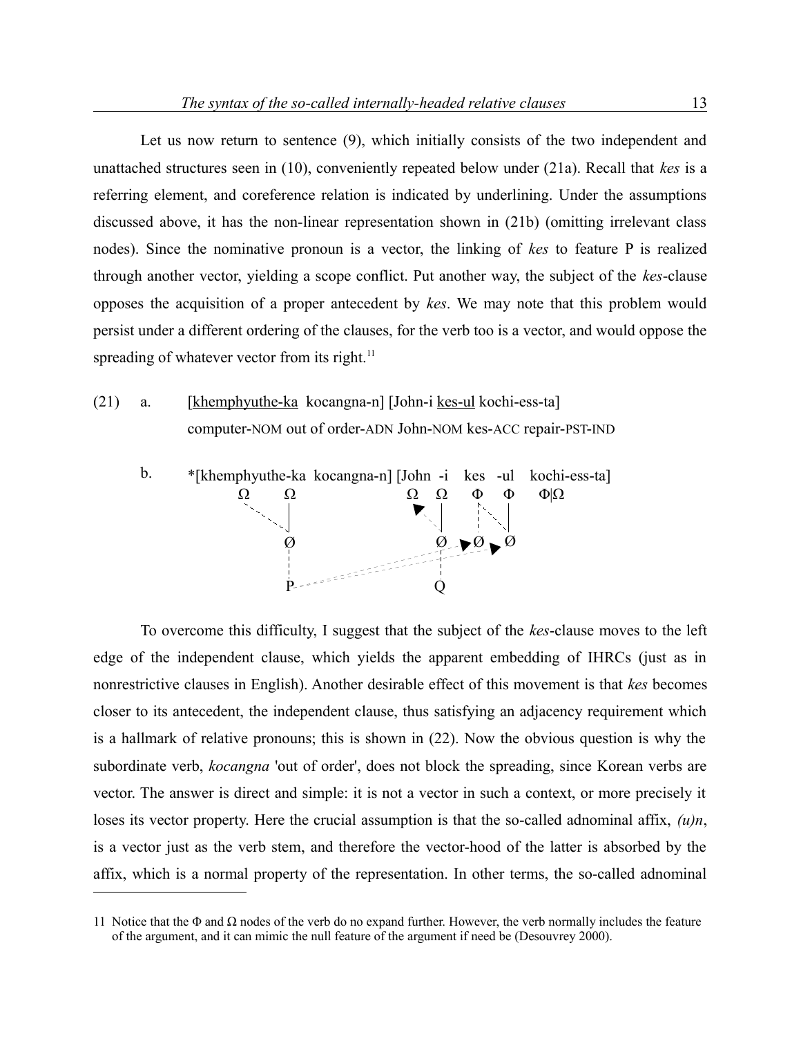Let us now return to sentence (9), which initially consists of the two independent and unattached structures seen in (10), conveniently repeated below under (21a). Recall that *kes* is a referring element, and coreference relation is indicated by underlining. Under the assumptions discussed above, it has the non-linear representation shown in (21b) (omitting irrelevant class nodes). Since the nominative pronoun is a vector, the linking of *kes* to feature P is realized through another vector, yielding a scope conflict. Put another way, the subject of the *kes*-clause opposes the acquisition of a proper antecedent by *kes*. We may note that this problem would persist under a different ordering of the clauses, for the verb too is a vector, and would oppose the spreading of whatever vector from its right.[11]

(21) a. [khemphyuthe-ka kocangna-n] [John-i kes-ul kochi-ess-ta]
computer-NOM out of order-ADN John-NOM kes-ACC repair-PST-IND

b. *[khemphyuthe-ka kocangna-n] [John -i kes -ul kochi-ess-ta]

```
        Ω       Ω              Ω    Ω     Φ    Φ     Φ|Ω
                |                   |          |
                Ø                   Ø    Ø     Ø
                |                   |
                P                   Q
```

To overcome this difficulty, I suggest that the subject of the *kes*-clause moves to the left edge of the independent clause, which yields the apparent embedding of IHRCs (just as in nonrestrictive clauses in English). Another desirable effect of this movement is that *kes* becomes closer to its antecedent, the independent clause, thus satisfying an adjacency requirement which is a hallmark of relative pronouns; this is shown in (22). Now the obvious question is why the subordinate verb, *kocangna* 'out of order', does not block the spreading, since Korean verbs are vector. The answer is direct and simple: it is not a vector in such a context, or more precisely it loses its vector property. Here the crucial assumption is that the so-called adnominal affix, *(ɯ)n*, is a vector just as the verb stem, and therefore the vector-hood of the latter is absorbed by the affix, which is a normal property of the representation. In other terms, the so-called adnominal

11 Notice that the Φ and Ω nodes of the verb do no expand further. However, the verb normally includes the feature of the argument, and it can mimic the null feature of the argument if need be (Desouvrey 2000).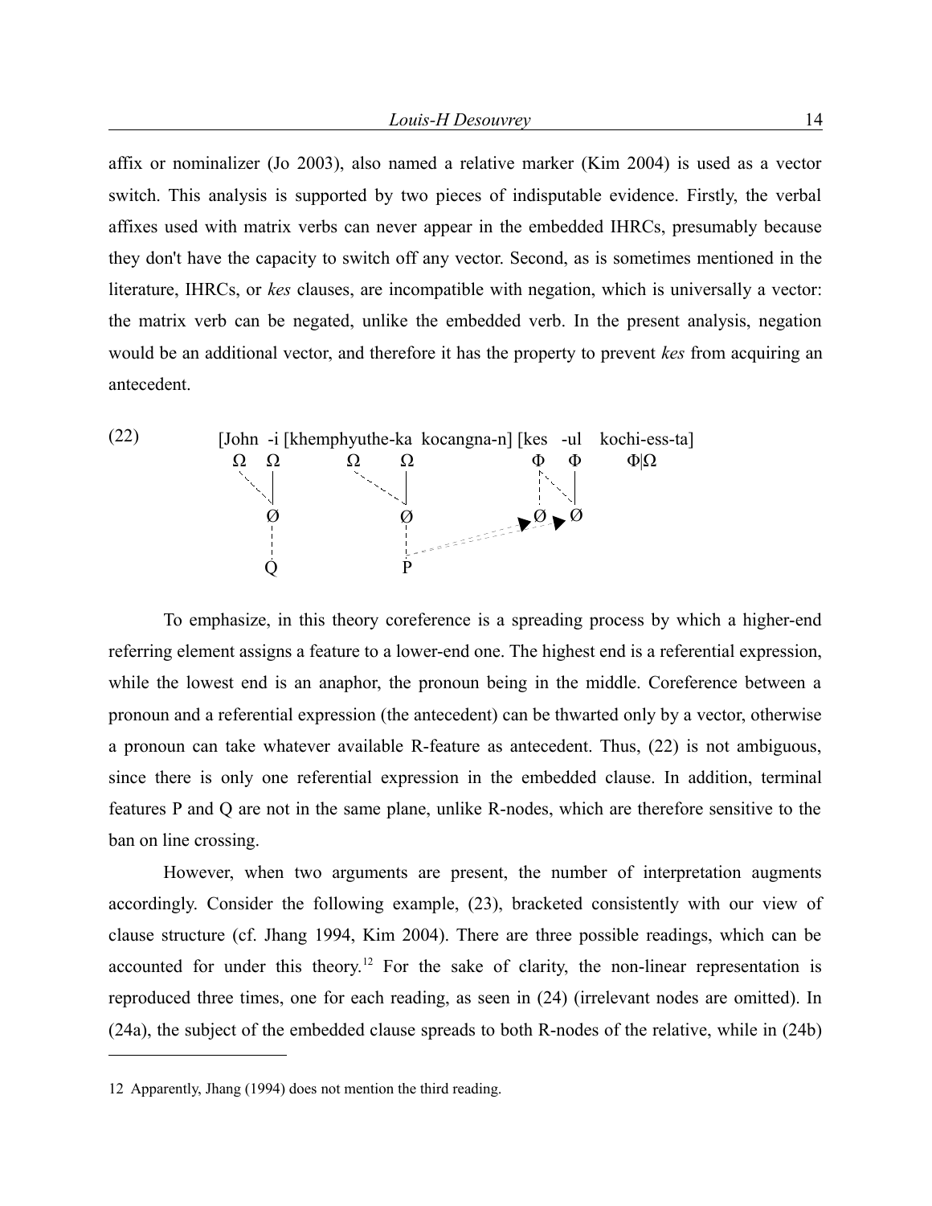affix or nominalizer (Jo 2003), also named a relative marker (Kim 2004) is used as a vector switch. This analysis is supported by two pieces of indisputable evidence. Firstly, the verbal affixes used with matrix verbs can never appear in the embedded IHRCs, presumably because they don't have the capacity to switch off any vector. Second, as is sometimes mentioned in the literature, IHRCs, or *kes* clauses, are incompatible with negation, which is universally a vector: the matrix verb can be negated, unlike the embedded verb. In the present analysis, negation would be an additional vector, and therefore it has the property to prevent *kes* from acquiring an antecedent.

(22)

```
[John  -i [khemphyuthe-ka  kocangna-n] [kes   -ul    kochi-ess-ta]
 Ω     Ω           Ω         Ω              Φ     Φ        Φ|Ω
       Ø                     Ø              Ø     Ø
       Q                     P
```

To emphasize, in this theory coreference is a spreading process by which a higher-end referring element assigns a feature to a lower-end one. The highest end is a referential expression, while the lowest end is an anaphor, the pronoun being in the middle. Coreference between a pronoun and a referential expression (the antecedent) can be thwarted only by a vector, otherwise a pronoun can take whatever available R-feature as antecedent. Thus, (22) is not ambiguous, since there is only one referential expression in the embedded clause. In addition, terminal features P and Q are not in the same plane, unlike R-nodes, which are therefore sensitive to the ban on line crossing.

However, when two arguments are present, the number of interpretation augments accordingly. Consider the following example, (23), bracketed consistently with our view of clause structure (cf. Jhang 1994, Kim 2004). There are three possible readings, which can be accounted for under this theory.[12] For the sake of clarity, the non-linear representation is reproduced three times, one for each reading, as seen in (24) (irrelevant nodes are omitted). In (24a), the subject of the embedded clause spreads to both R-nodes of the relative, while in (24b)

12 Apparently, Jhang (1994) does not mention the third reading.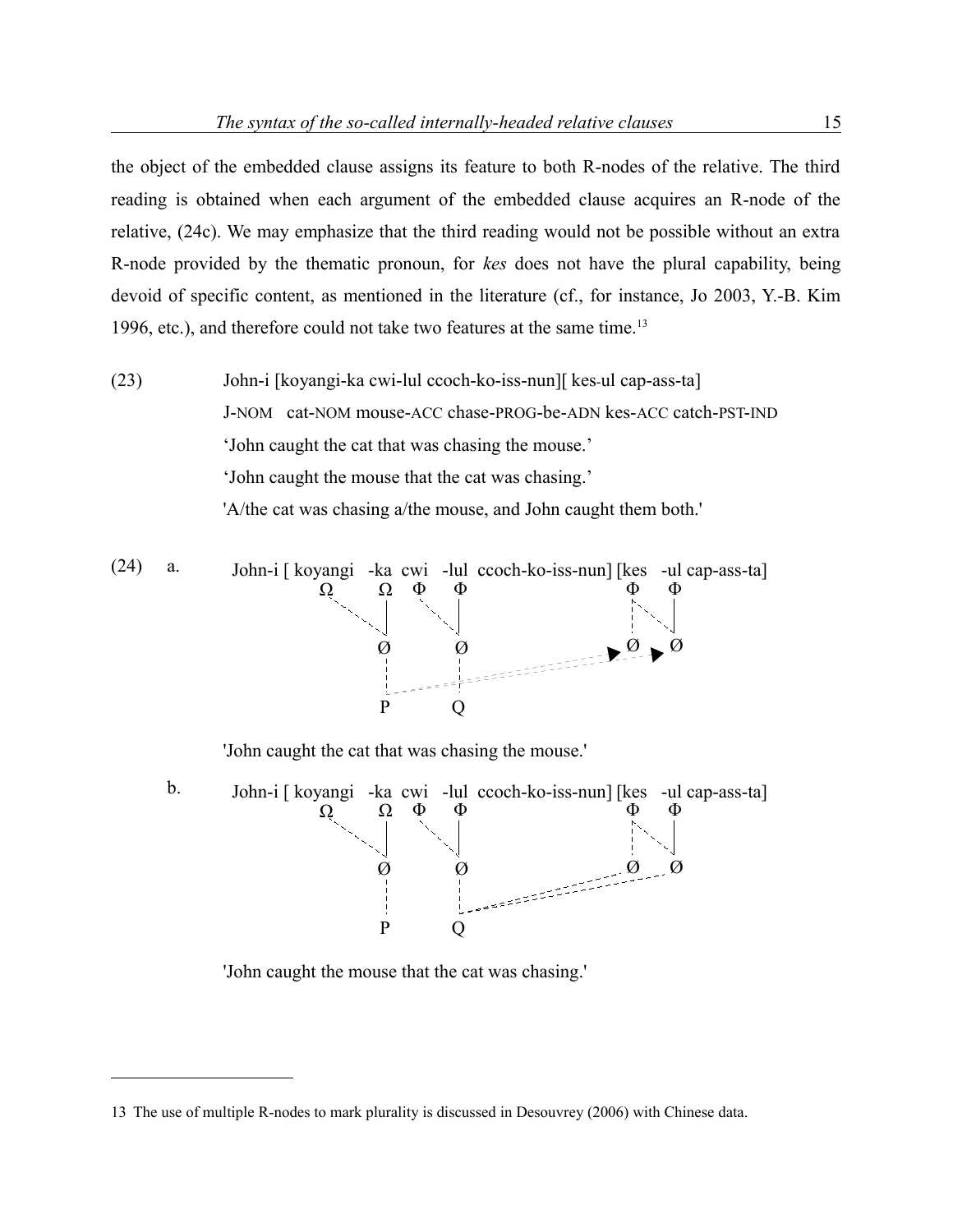the object of the embedded clause assigns its feature to both R-nodes of the relative. The third reading is obtained when each argument of the embedded clause acquires an R-node of the relative, (24c). We may emphasize that the third reading would not be possible without an extra R-node provided by the thematic pronoun, for *kes* does not have the plural capability, being devoid of specific content, as mentioned in the literature (cf., for instance, Jo 2003, Y.-B. Kim 1996, etc.), and therefore could not take two features at the same time.[13]

(23) John-i [koyangi-ka cwi-lul ccoch-ko-iss-nun][ kes-ul cap-ass-ta]
J-NOM cat-NOM mouse-ACC chase-PROG-be-ADN kes-ACC catch-PST-IND
'John caught the cat that was chasing the mouse.'
'John caught the mouse that the cat was chasing.'
'A/the cat was chasing a/the mouse, and John caught them both.'

(24) a. John-i [ koyangi -ka cwi -lul ccoch-ko-iss-nun] [kes -ul cap-ass-ta]

```
            Ω     Ω   Φ   Φ                     Φ   Φ
             \    |    \  |                     |\  |
              Ø        Ø                        Ø   Ø
              |        |                        ▲   ▲
              P        Q
```

'John caught the cat that was chasing the mouse.'

b. John-i [ koyangi -ka cwi -lul ccoch-ko-iss-nun] [kes -ul cap-ass-ta]

```
            Ω     Ω   Φ   Φ                     Φ   Φ
             \    |    \  |                     |\  |
              Ø        Ø                        Ø   Ø
              |        |
              P        Q
```

'John caught the mouse that the cat was chasing.'

---

13 The use of multiple R-nodes to mark plurality is discussed in Desouvrey (2006) with Chinese data.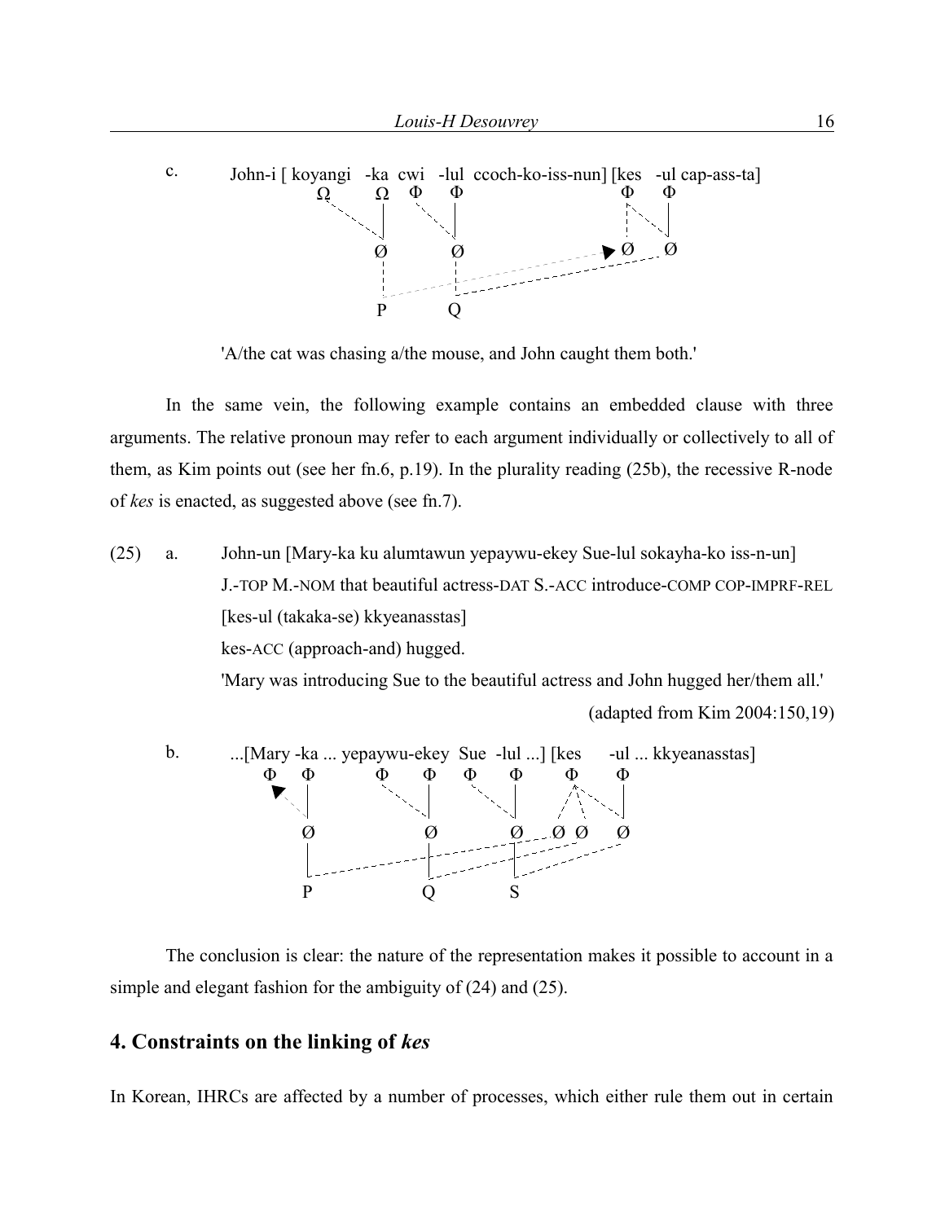c. John-i [ koyangi -ka cwi -lul ccoch-ko-iss-nun] [kes -ul cap-ass-ta]

```
              Ω     Ω   Φ    Φ                  Φ    Φ
               \    |    \   |                  |\   |
                \   |     \  |                  | \  |
                    Ø        Ø             ▶ Ø     Ø
                    |        |
                    P        Q
```

'A/the cat was chasing a/the mouse, and John caught them both.'

In the same vein, the following example contains an embedded clause with three arguments. The relative pronoun may refer to each argument individually or collectively to all of them, as Kim points out (see her fn.6, p.19). In the plurality reading (25b), the recessive R-node of *kes* is enacted, as suggested above (see fn.7).

(25) a. John-un [Mary-ka ku alumtawun yepaywu-ekey Sue-lul sokayha-ko iss-n-un]
J.-TOP M.-NOM that beautiful actress-DAT S.-ACC introduce-COMP COP-IMPRF-REL
[kes-ul (takaka-se) kkyeanasstas]
kes-ACC (approach-and) hugged.
'Mary was introducing Sue to the beautiful actress and John hugged her/them all.'

(adapted from Kim 2004:150,19)

b. ...[Mary -ka ... yepaywu-ekey Sue -lul ...] [kes -ul ... kkyeanasstas]

```
    Φ   Φ       Φ    Φ    Φ    Φ        Φ      Φ
    ▲   |        \   |     \   |       /|\     |
     \  |         \  |      \  |      / | \    |
        Ø            Ø         Ø    Ø  Ø     Ø
        |            |         |
        P            Q         S
```

The conclusion is clear: the nature of the representation makes it possible to account in a simple and elegant fashion for the ambiguity of (24) and (25).

## 4. Constraints on the linking of *kes*

In Korean, IHRCs are affected by a number of processes, which either rule them out in certain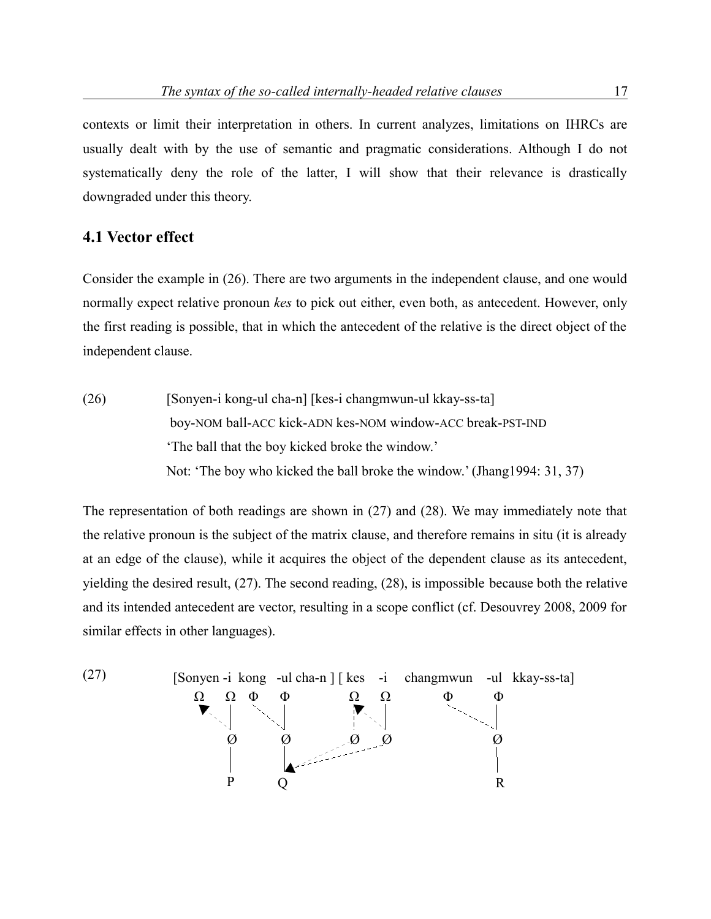contexts or limit their interpretation in others. In current analyzes, limitations on IHRCs are usually dealt with by the use of semantic and pragmatic considerations. Although I do not systematically deny the role of the latter, I will show that their relevance is drastically downgraded under this theory.

## 4.1 Vector effect

Consider the example in (26). There are two arguments in the independent clause, and one would normally expect relative pronoun *kes* to pick out either, even both, as antecedent. However, only the first reading is possible, that in which the antecedent of the relative is the direct object of the independent clause.

(26) [Sonyen-i kong-ul cha-n] [kes-i changmwun-ul kkay-ss-ta]
boy-NOM ball-ACC kick-ADN kes-NOM window-ACC break-PST-IND
'The ball that the boy kicked broke the window.'
Not: 'The boy who kicked the ball broke the window.' (Jhang1994: 31, 37)

The representation of both readings are shown in (27) and (28). We may immediately note that the relative pronoun is the subject of the matrix clause, and therefore remains in situ (it is already at an edge of the clause), while it acquires the object of the dependent clause as its antecedent, yielding the desired result, (27). The second reading, (28), is impossible because both the relative and its intended antecedent are vector, resulting in a scope conflict (cf. Desouvrey 2008, 2009 for similar effects in other languages).

(27)

```
[Sonyen -i  kong   -ul cha-n ] [ kes   -i    changmwun   -ul  kkay-ss-ta]
   Ω     Ω    Φ     Φ            Ω     Ω           Φ        Φ
         |          |                  |                    |
         Ø          Ø            Ø     Ø                    Ø
         |          |                                       |
         P          Q                                       R
```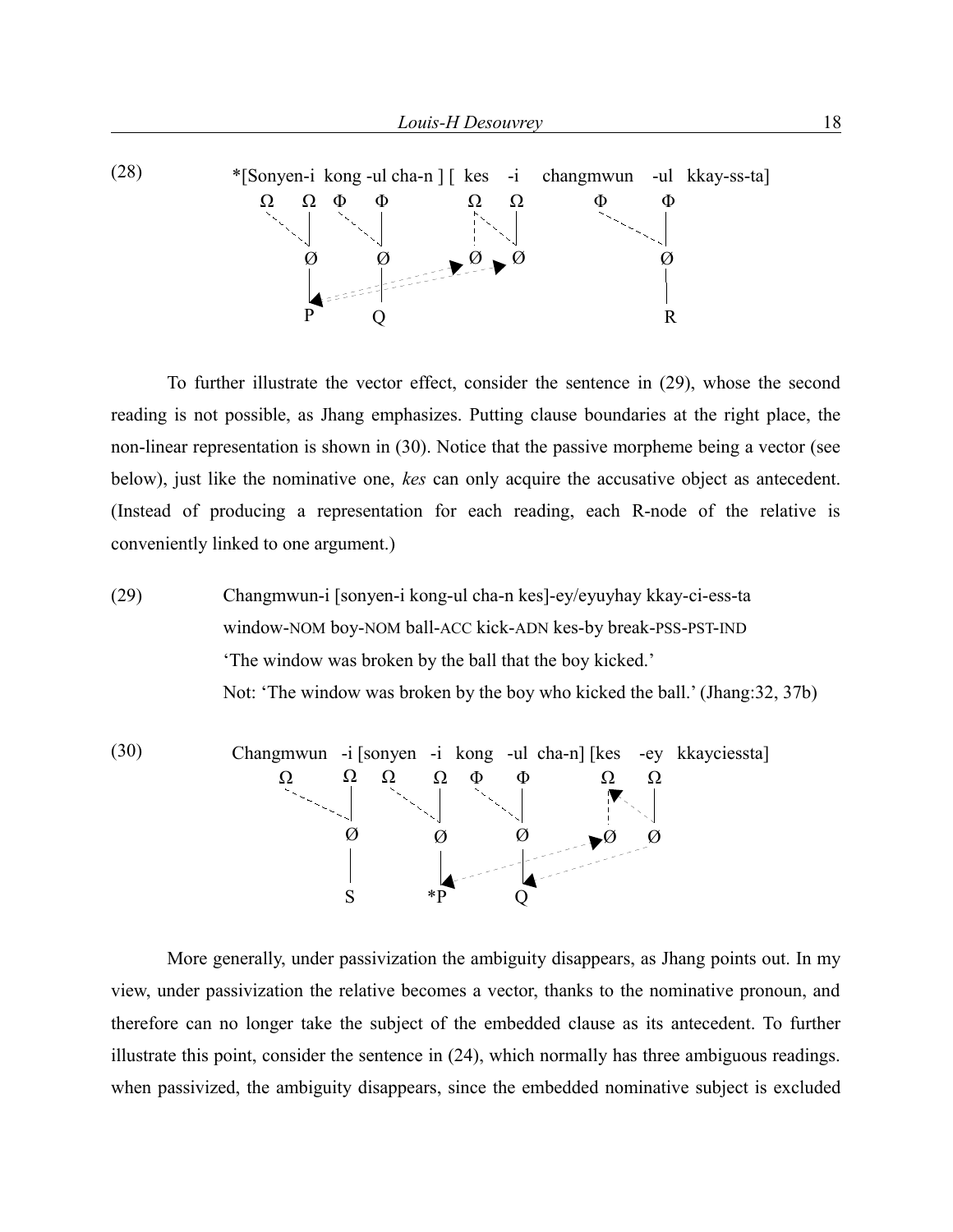(28) *[Sonyen-i kong -ul cha-n ] [ kes -i changmwun -ul kkay-ss-ta]

```
      Ω    Ω   Φ    Φ          Ω    Ω          Φ       Φ
       \   |    \   |          ¦ \  |           \      |
           Ø        Ø          Ø    Ø                  Ø
           |        |                                  |
           P        Q                                  R
```

To further illustrate the vector effect, consider the sentence in (29), whose the second reading is not possible, as Jhang emphasizes. Putting clause boundaries at the right place, the non-linear representation is shown in (30). Notice that the passive morpheme being a vector (see below), just like the nominative one, *kes* can only acquire the accusative object as antecedent. (Instead of producing a representation for each reading, each R-node of the relative is conveniently linked to one argument.)

(29) Changmwun-i [sonyen-i kong-ul cha-n kes]-ey/eyuyhay kkay-ci-ess-ta
window-NOM boy-NOM ball-ACC kick-ADN kes-by break-PSS-PST-IND
'The window was broken by the ball that the boy kicked.'
Not: 'The window was broken by the boy who kicked the ball.' (Jhang:32, 37b)

(30) Changmwun -i [sonyen -i kong -ul cha-n] [kes -ey kkayciessta]

```
      Ω       Ω    Ω     Ω    Φ    Φ        Ω    Ω
       \      |     \    |     \   |        ¦   /|
              Ø          Ø         Ø        Ø    Ø
              |          |         |
              S         *P         Q
```

More generally, under passivization the ambiguity disappears, as Jhang points out. In my view, under passivization the relative becomes a vector, thanks to the nominative pronoun, and therefore can no longer take the subject of the embedded clause as its antecedent. To further illustrate this point, consider the sentence in (24), which normally has three ambiguous readings. when passivized, the ambiguity disappears, since the embedded nominative subject is excluded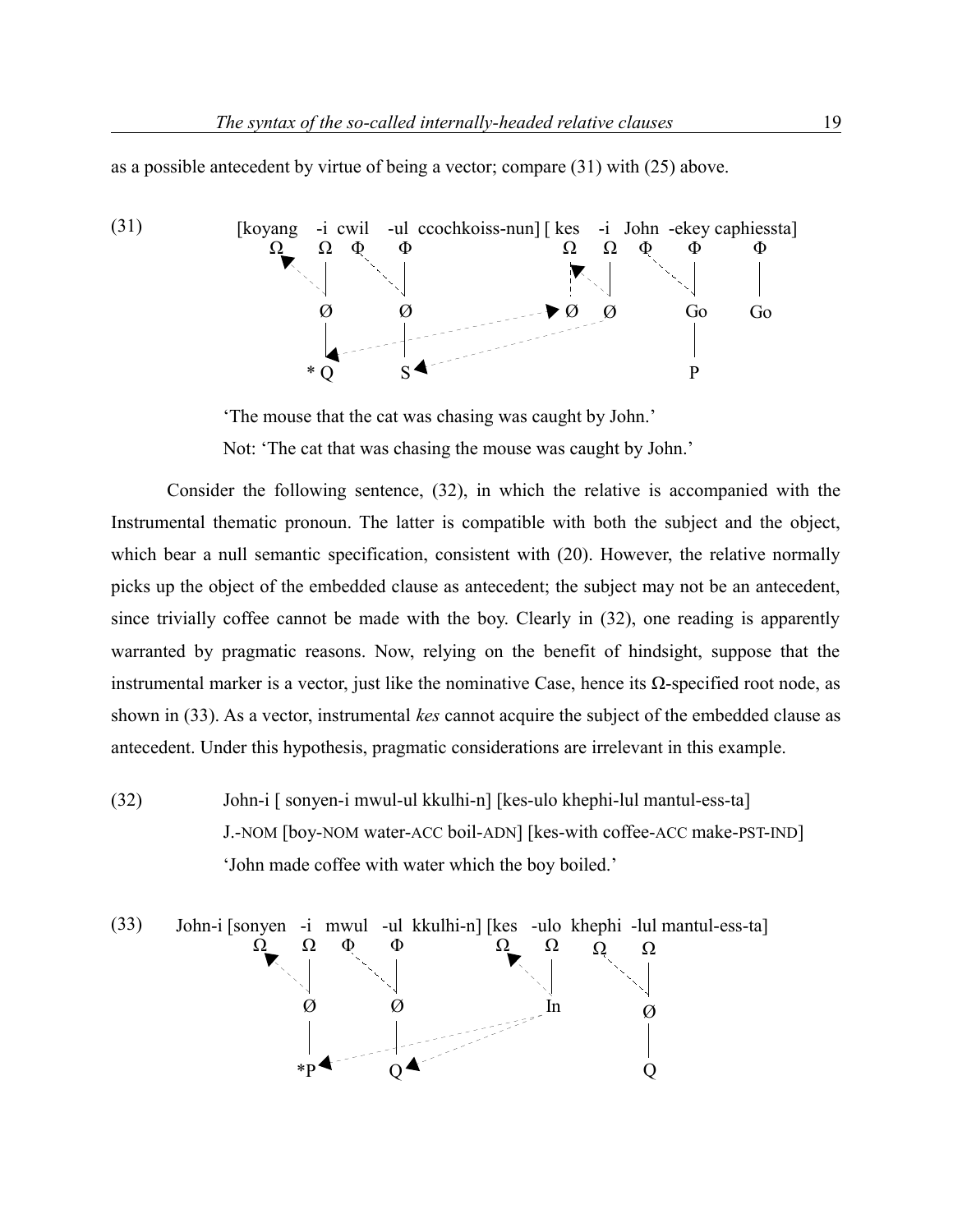as a possible antecedent by virtue of being a vector; compare (31) with (25) above.

(31)

```
[koyang  -i  cwil   -ul  ccochkoiss-nun] [ kes   -i   John  -ekey caphiessta]
  Ω       Ω   Φ      Φ                      Ω     Ω    Φ      Φ        Φ
          |          |                            |           |        |
          Ø          Ø                      Ø     Ø           Go       Go
          |          |                                        |
         *Q          S                                        P
```

'The mouse that the cat was chasing was caught by John.'

Not: 'The cat that was chasing the mouse was caught by John.'

Consider the following sentence, (32), in which the relative is accompanied with the Instrumental thematic pronoun. The latter is compatible with both the subject and the object, which bear a null semantic specification, consistent with (20). However, the relative normally picks up the object of the embedded clause as antecedent; the subject may not be an antecedent, since trivially coffee cannot be made with the boy. Clearly in (32), one reading is apparently warranted by pragmatic reasons. Now, relying on the benefit of hindsight, suppose that the instrumental marker is a vector, just like the nominative Case, hence its Ω-specified root node, as shown in (33). As a vector, instrumental *kes* cannot acquire the subject of the embedded clause as antecedent. Under this hypothesis, pragmatic considerations are irrelevant in this example.

(32) John-i [ sonyen-i mwul-ul kkulhi-n] [kes-ulo khephi-lul mantul-ess-ta]
J.-NOM [boy-NOM water-ACC boil-ADN] [kes-with coffee-ACC make-PST-IND]
'John made coffee with water which the boy boiled.'

(33)

```
John-i [sonyen  -i  mwul  -ul  kkulhi-n] [kes  -ulo  khephi  -lul mantul-ess-ta]
          Ω      Ω   Φ      Φ               Ω    Ω      Ω       Ω
                 |          |                    |              |
                 Ø          Ø                    In             Ø
                 |          |                                   |
                *P          Q                                   Q
```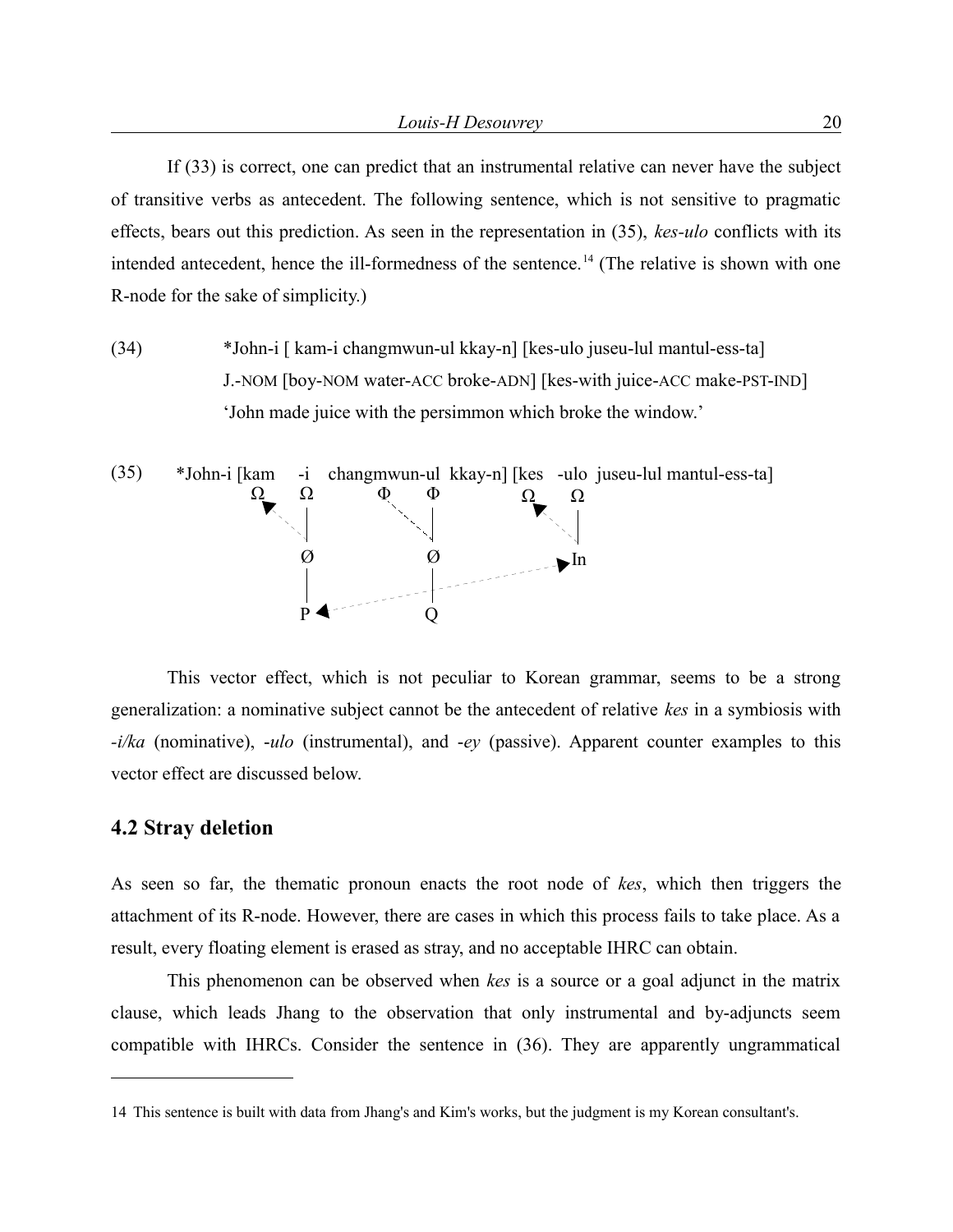If (33) is correct, one can predict that an instrumental relative can never have the subject of transitive verbs as antecedent. The following sentence, which is not sensitive to pragmatic effects, bears out this prediction. As seen in the representation in (35), *kes-ulo* conflicts with its intended antecedent, hence the ill-formedness of the sentence.[14] (The relative is shown with one R-node for the sake of simplicity.)

(34) *John-i [ kam-i changmwun-ul kkay-n] [kes-ulo juseu-lul mantul-ess-ta]
J.-NOM [boy-NOM water-ACC broke-ADN] [kes-with juice-ACC make-PST-IND]
'John made juice with the persimmon which broke the window.'

```
(35)  *John-i [kam    -i    changmwun-ul  kkay-n] [kes   -ulo  juseu-lul mantul-ess-ta]
              Ω      Ω        Φ      Φ           Ω      Ω
                     |                |                  |
                     Ø                Ø                  In
                     |                |
                     P                Q
```

This vector effect, which is not peculiar to Korean grammar, seems to be a strong generalization: a nominative subject cannot be the antecedent of relative *kes* in a symbiosis with *-i/ka* (nominative), *-ulo* (instrumental), and *-ey* (passive). Apparent counter examples to this vector effect are discussed below.

## 4.2 Stray deletion

As seen so far, the thematic pronoun enacts the root node of *kes*, which then triggers the attachment of its R-node. However, there are cases in which this process fails to take place. As a result, every floating element is erased as stray, and no acceptable IHRC can obtain.

This phenomenon can be observed when *kes* is a source or a goal adjunct in the matrix clause, which leads Jhang to the observation that only instrumental and by-adjuncts seem compatible with IHRCs. Consider the sentence in (36). They are apparently ungrammatical

---

14 This sentence is built with data from Jhang's and Kim's works, but the judgment is my Korean consultant's.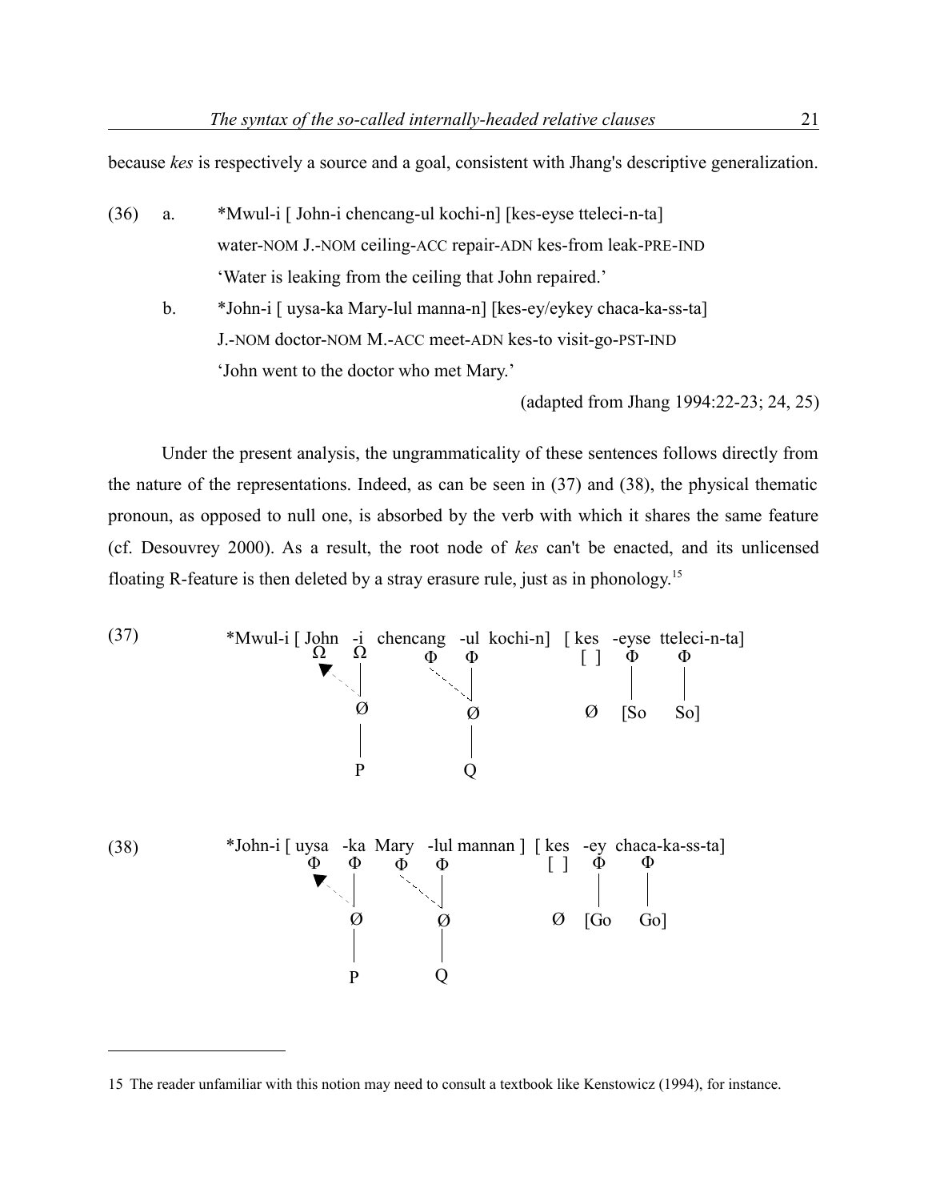because *kes* is respectively a source and a goal, consistent with Jhang's descriptive generalization.

(36) a. *Mwul-i [ John-i chencang-ul kochi-n] [kes-eyse tteleci-n-ta]
water-NOM J.-NOM ceiling-ACC repair-ADN kes-from leak-PRE-IND
'Water is leaking from the ceiling that John repaired.'

b. *John-i [ uysa-ka Mary-lul manna-n] [kes-ey/eykey chaca-ka-ss-ta]
J.-NOM doctor-NOM M.-ACC meet-ADN kes-to visit-go-PST-IND
'John went to the doctor who met Mary.'

(adapted from Jhang 1994:22-23; 24, 25)

Under the present analysis, the ungrammaticality of these sentences follows directly from the nature of the representations. Indeed, as can be seen in (37) and (38), the physical thematic pronoun, as opposed to null one, is absorbed by the verb with which it shares the same feature (cf. Desouvrey 2000). As a result, the root node of *kes* can't be enacted, and its unlicensed floating R-feature is then deleted by a stray erasure rule, just as in phonology.[15]

```
(37)  *Mwul-i [ John  -i   chencang  -ul  kochi-n]  [ kes  -eyse  tteleci-n-ta]
                 Ω    Ω       Φ      Φ               [ ]    Φ        Φ
                  ◄.  |         .    |                      |        |
                      Ø              Ø                Ø   [So       So]
                      |              |
                      P              Q

(38)  *John-i [ uysa  -ka  Mary  -lul mannan ]  [ kes  -ey  chaca-ka-ss-ta]
                 Φ     Φ    Φ     Φ               [ ]   Φ       Φ
                  ◄.   |      .   |                     |       |
                       Ø          Ø                Ø  [Go      Go]
                       |          |
                       P          Q
```

---

15 The reader unfamiliar with this notion may need to consult a textbook like Kenstowicz (1994), for instance.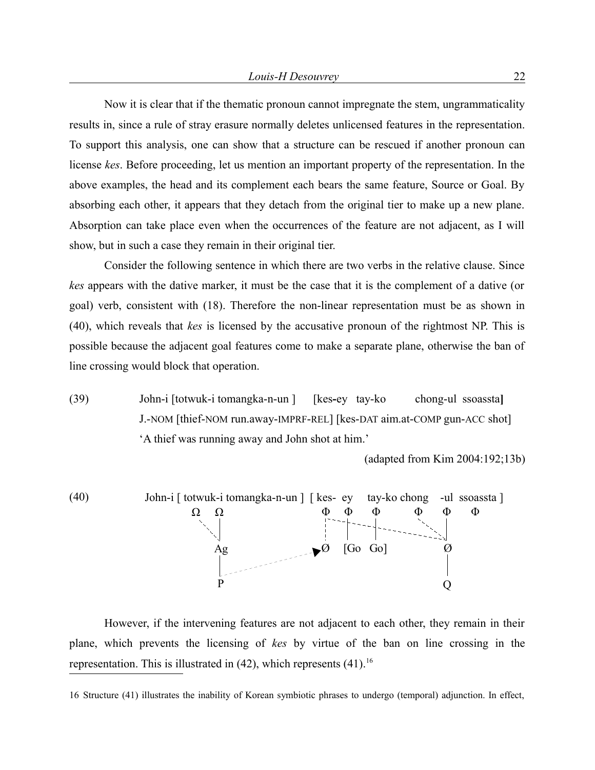Now it is clear that if the thematic pronoun cannot impregnate the stem, ungrammaticality results in, since a rule of stray erasure normally deletes unlicensed features in the representation. To support this analysis, one can show that a structure can be rescued if another pronoun can license *kes*. Before proceeding, let us mention an important property of the representation. In the above examples, the head and its complement each bears the same feature, Source or Goal. By absorbing each other, it appears that they detach from the original tier to make up a new plane. Absorption can take place even when the occurrences of the feature are not adjacent, as I will show, but in such a case they remain in their original tier.

Consider the following sentence in which there are two verbs in the relative clause. Since *kes* appears with the dative marker, it must be the case that it is the complement of a dative (or goal) verb, consistent with (18). Therefore the non-linear representation must be as shown in (40), which reveals that *kes* is licensed by the accusative pronoun of the rightmost NP. This is possible because the adjacent goal features come to make a separate plane, otherwise the ban of line crossing would block that operation.

(39) John-i [totwuk-i tomangka-n-un ] [kes-ey tay-ko chong-ul ssoassta]
J.-NOM [thief-NOM run.away-IMPRF-REL] [kes-DAT aim.at-COMP gun-ACC shot]
'A thief was running away and John shot at him.'

(adapted from Kim 2004:192;13b)

(40)

```
John-i [ totwuk-i tomangka-n-un ]  [ kes-  ey    tay-ko chong    -ul  ssoassta ]
          Ω     Ω                     Φ    Φ     Φ         Φ     Φ      Φ
           \    |                     :    |     |          \    |
            Ag                        Ø  [Go    Go]              Ø
            |                                                    |
            P                                                    Q
```

However, if the intervening features are not adjacent to each other, they remain in their plane, which prevents the licensing of *kes* by virtue of the ban on line crossing in the representation. This is illustrated in (42), which represents (41).[16]

16 Structure (41) illustrates the inability of Korean symbiotic phrases to undergo (temporal) adjunction. In effect,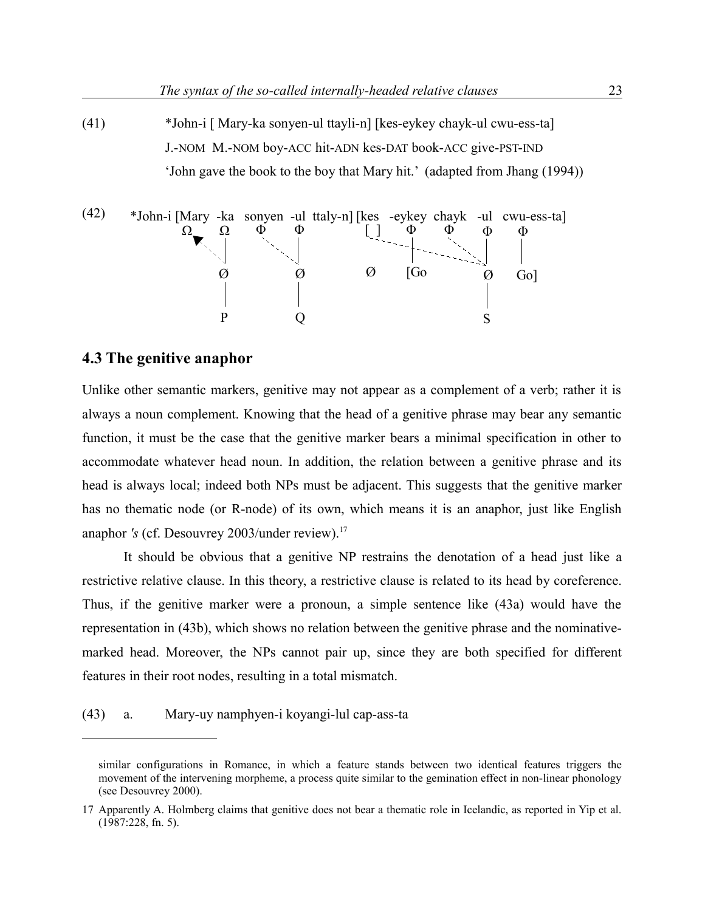(41) *John-i [ Mary-ka sonyen-ul ttayli-n] [kes-eykey chayk-ul cwu-ess-ta]
J.-NOM M.-NOM boy-ACC hit-ADN kes-DAT book-ACC give-PST-IND
'John gave the book to the boy that Mary hit.' (adapted from Jhang (1994))

(42)

```
*John-i [Mary  -ka   sonyen  -ul  ttaly-n] [kes   -eykey  chayk  -ul   cwu-ess-ta]
         Ω      Ω     Φ       Φ             [ ]    Φ       Φ      Φ     Φ
                |             |                    |              |     |
                Ø             Ø              Ø     [Go            Ø     Go]
                |             |                                   |
                P             Q                                   S
```

### 4.3 The genitive anaphor

Unlike other semantic markers, genitive may not appear as a complement of a verb; rather it is always a noun complement. Knowing that the head of a genitive phrase may bear any semantic function, it must be the case that the genitive marker bears a minimal specification in other to accommodate whatever head noun. In addition, the relation between a genitive phrase and its head is always local; indeed both NPs must be adjacent. This suggests that the genitive marker has no thematic node (or R-node) of its own, which means it is an anaphor, just like English anaphor *'s* (cf. Desouvrey 2003/under review).[17]

It should be obvious that a genitive NP restrains the denotation of a head just like a restrictive relative clause. In this theory, a restrictive clause is related to its head by coreference. Thus, if the genitive marker were a pronoun, a simple sentence like (43a) would have the representation in (43b), which shows no relation between the genitive phrase and the nominative-marked head. Moreover, the NPs cannot pair up, since they are both specified for different features in their root nodes, resulting in a total mismatch.

(43) a. Mary-uy namphyen-i koyangi-lul cap-ass-ta

---

similar configurations in Romance, in which a feature stands between two identical features triggers the movement of the intervening morpheme, a process quite similar to the gemination effect in non-linear phonology (see Desouvrey 2000).

17 Apparently A. Holmberg claims that genitive does not bear a thematic role in Icelandic, as reported in Yip et al. (1987:228, fn. 5).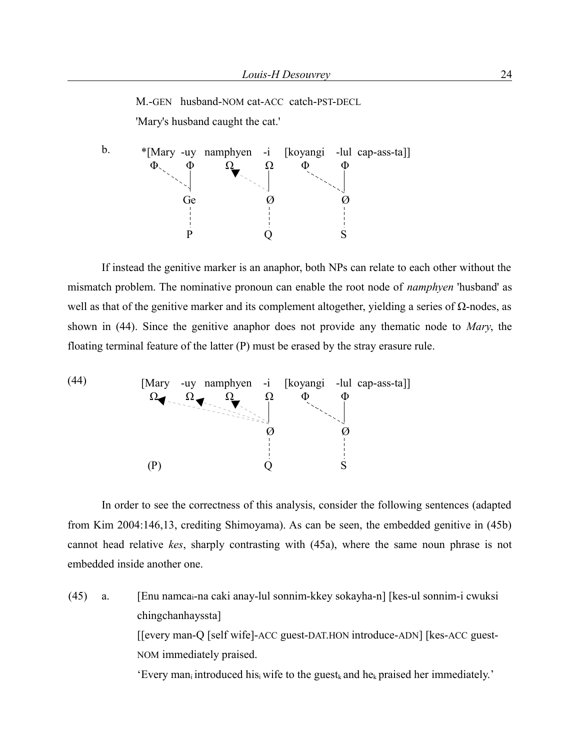M.-GEN husband-NOM cat-ACC catch-PST-DECL

'Mary's husband caught the cat.'

b. *[Mary -uy namphyen -i [koyangi -lul cap-ass-ta]]

```
    Φ       Φ        Ω        Ω      Φ       Φ
     \      |        ▲        |       \      |
      \     |         \       |        \     |
            Ge                Ø              Ø
            ¦                 ¦              ¦
            P                 Q              S
```

If instead the genitive marker is an anaphor, both NPs can relate to each other without the mismatch problem. The nominative pronoun can enable the root node of *namphyen* 'husband' as well as that of the genitive marker and its complement altogether, yielding a series of Ω-nodes, as shown in (44). Since the genitive anaphor does not provide any thematic node to *Mary*, the floating terminal feature of the latter (P) must be erased by the stray erasure rule.

(44) [Mary -uy namphyen -i [koyangi -lul cap-ass-ta]]

```
    Ω       Ω        Ω        Ω      Φ       Φ
    ▲       ▲        ▲        |       \      |
     \_______\________\_______|        \     |
                              Ø              Ø
                              ¦              ¦
   (P)                        Q              S
```

In order to see the correctness of this analysis, consider the following sentences (adapted from Kim 2004:146,13, crediting Shimoyama). As can be seen, the embedded genitive in (45b) cannot head relative *kes*, sharply contrasting with (45a), where the same noun phrase is not embedded inside another one.

(45) a. [Enu namca$_i$-na caki anay-lul sonnim-kkey sokayha-n] [kes-ul sonnim-i cwuksi chingchanhayssta]

[[every man-Q [self wife]-ACC guest-DAT.HON introduce-ADN] [kes-ACC guest-NOM immediately praised.

'Every man$_i$ introduced his$_i$ wife to the guest$_k$ and he$_k$ praised her immediately.'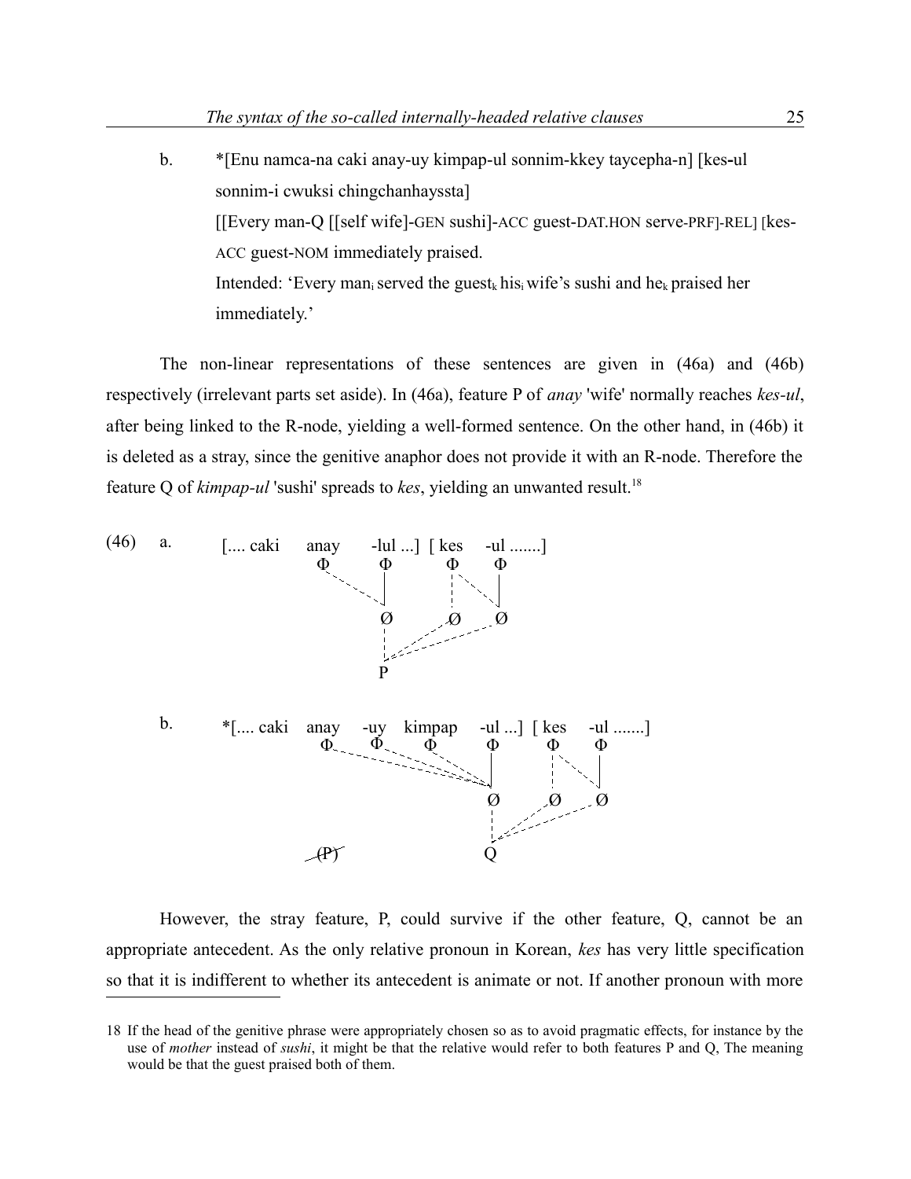b. *[Enu namca-na caki anay-uy kimpap-ul sonnim-kkey taycepha-n] [kes-ul sonnim-i cwuksi chingchanhayssta]

[[Every man-Q [[self wife]-GEN sushi]-ACC guest-DAT.HON serve-PRF]-REL] [kes-ACC guest-NOM immediately praised.

Intended: 'Every man$_i$ served the guest$_k$ his$_i$ wife's sushi and he$_k$ praised her immediately.'

The non-linear representations of these sentences are given in (46a) and (46b) respectively (irrelevant parts set aside). In (46a), feature P of *anay* 'wife' normally reaches *kes-ul*, after being linked to the R-node, yielding a well-formed sentence. On the other hand, in (46b) it is deleted as a stray, since the genitive anaphor does not provide it with an R-node. Therefore the feature Q of *kimpap-ul* 'sushi' spreads to *kes*, yielding an unwanted result.[18]

```
(46) a.   [.... caki   anay   -lul ...]  [ kes   -ul .......]
                 Φ      Φ          Φ      Φ
                   `.   |          ¦ `.   |
                     `. |          ¦   `. |
                        Ø          Ø      Ø
                        ¦      .'     .'
                        ¦  .'   .'
                        P

     b.  *[.... caki   anay   -uy   kimpap   -ul ...]  [ kes   -ul .......]
                       Φ      Φ     Φ        Φ          Φ      Φ
                         `.    `.    `.      |          ¦ `.   |
                            `.   `.    `.    |          ¦   `. |
                                         `.  Ø          Ø      Ø
                                             ¦      .'     .'
                                             ¦  .'  .'
                       (P) [struck out]      Q
```

However, the stray feature, P, could survive if the other feature, Q, cannot be an appropriate antecedent. As the only relative pronoun in Korean, *kes* has very little specification so that it is indifferent to whether its antecedent is animate or not. If another pronoun with more

18 If the head of the genitive phrase were appropriately chosen so as to avoid pragmatic effects, for instance by the use of *mother* instead of *sushi*, it might be that the relative would refer to both features P and Q, The meaning would be that the guest praised both of them.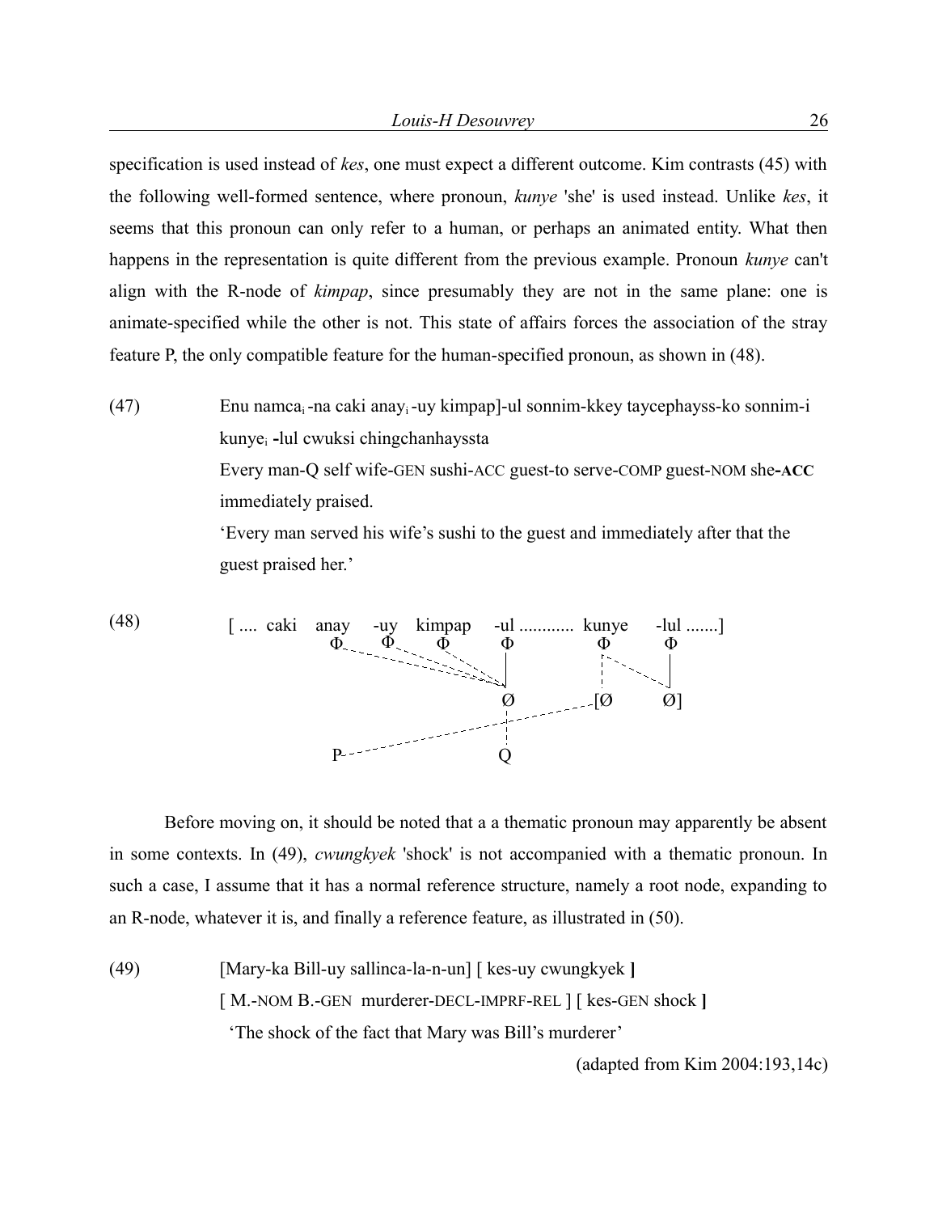specification is used instead of *kes*, one must expect a different outcome. Kim contrasts (45) with the following well-formed sentence, where pronoun, *kunye* 'she' is used instead. Unlike *kes*, it seems that this pronoun can only refer to a human, or perhaps an animated entity. What then happens in the representation is quite different from the previous example. Pronoun *kunye* can't align with the R-node of *kimpap*, since presumably they are not in the same plane: one is animate-specified while the other is not. This state of affairs forces the association of the stray feature P, the only compatible feature for the human-specified pronoun, as shown in (48).

(47) Enu namca$_i$-na caki anay$_i$-uy kimpap]-ul sonnim-kkey taycephayss-ko sonnim-i kunye$_i$ **-**lul cwuksi chingchanhayssta

Every man-Q self wife-GEN sushi-ACC guest-to serve-COMP guest-NOM she**-ACC** immediately praised.

'Every man served his wife's sushi to the guest and immediately after that the guest praised her.'

(48)

```
[ .... caki   anay    -uy   kimpap    -ul ............ kunye     -lul .......]
              Φ        Φ      Φ         Φ               Φ          Φ
                                        |                          |
                                        Ø              [Ø          Ø]
              P                         Q
```

Before moving on, it should be noted that a a thematic pronoun may apparently be absent in some contexts. In (49), *cwungkyek* 'shock' is not accompanied with a thematic pronoun. In such a case, I assume that it has a normal reference structure, namely a root node, expanding to an R-node, whatever it is, and finally a reference feature, as illustrated in (50).

(49) [Mary-ka Bill-uy sallinca-la-n-un] [ kes-uy cwungkyek **]**

[ M.-NOM B.-GEN murderer-DECL-IMPRF-REL ] [ kes-GEN shock **]**

'The shock of the fact that Mary was Bill's murderer'

(adapted from Kim 2004:193,14c)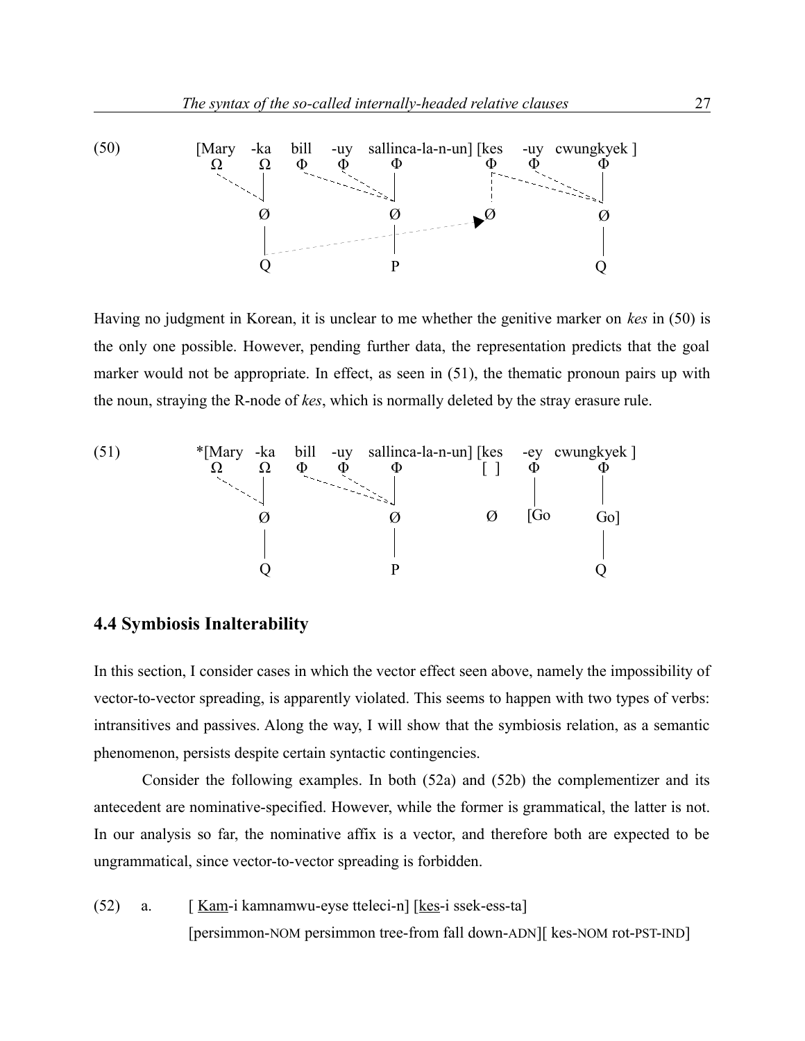(50)

```
[Mary   -ka    bill    -uy    sallinca-la-n-un] [kes    -uy   cwungkyek ]
  Ω      Ω      Φ       Φ          Φ             Φ      Φ       Φ
          |                        |                               |
          Ø                        Ø            ▶Ø                 Ø
          |                        |                               |
          Q                        P                               Q
```

Having no judgment in Korean, it is unclear to me whether the genitive marker on *kes* in (50) is the only one possible. However, pending further data, the representation predicts that the goal marker would not be appropriate. In effect, as seen in (51), the thematic pronoun pairs up with the noun, straying the R-node of *kes*, which is normally deleted by the stray erasure rule.

(51)

```
*[Mary   -ka    bill    -uy    sallinca-la-n-un] [kes    -ey   cwungkyek ]
   Ω      Ω      Φ       Φ          Φ            [ ]     Φ       Φ
           |                        |                     |       |
           Ø                        Ø             Ø      [Go     Go]
           |                        |                             |
           Q                        P                             Q
```

## 4.4 Symbiosis Inalterability

In this section, I consider cases in which the vector effect seen above, namely the impossibility of vector-to-vector spreading, is apparently violated. This seems to happen with two types of verbs: intransitives and passives. Along the way, I will show that the symbiosis relation, as a semantic phenomenon, persists despite certain syntactic contingencies.

Consider the following examples. In both (52a) and (52b) the complementizer and its antecedent are nominative-specified. However, while the former is grammatical, the latter is not. In our analysis so far, the nominative affix is a vector, and therefore both are expected to be ungrammatical, since vector-to-vector spreading is forbidden.

(52) a. [ <u>Kam</u>-i kamnamwu-eyse tteleci-n] [<u>kes</u>-i ssek-ess-ta]
[persimmon-NOM persimmon tree-from fall down-ADN][ kes-NOM rot-PST-IND]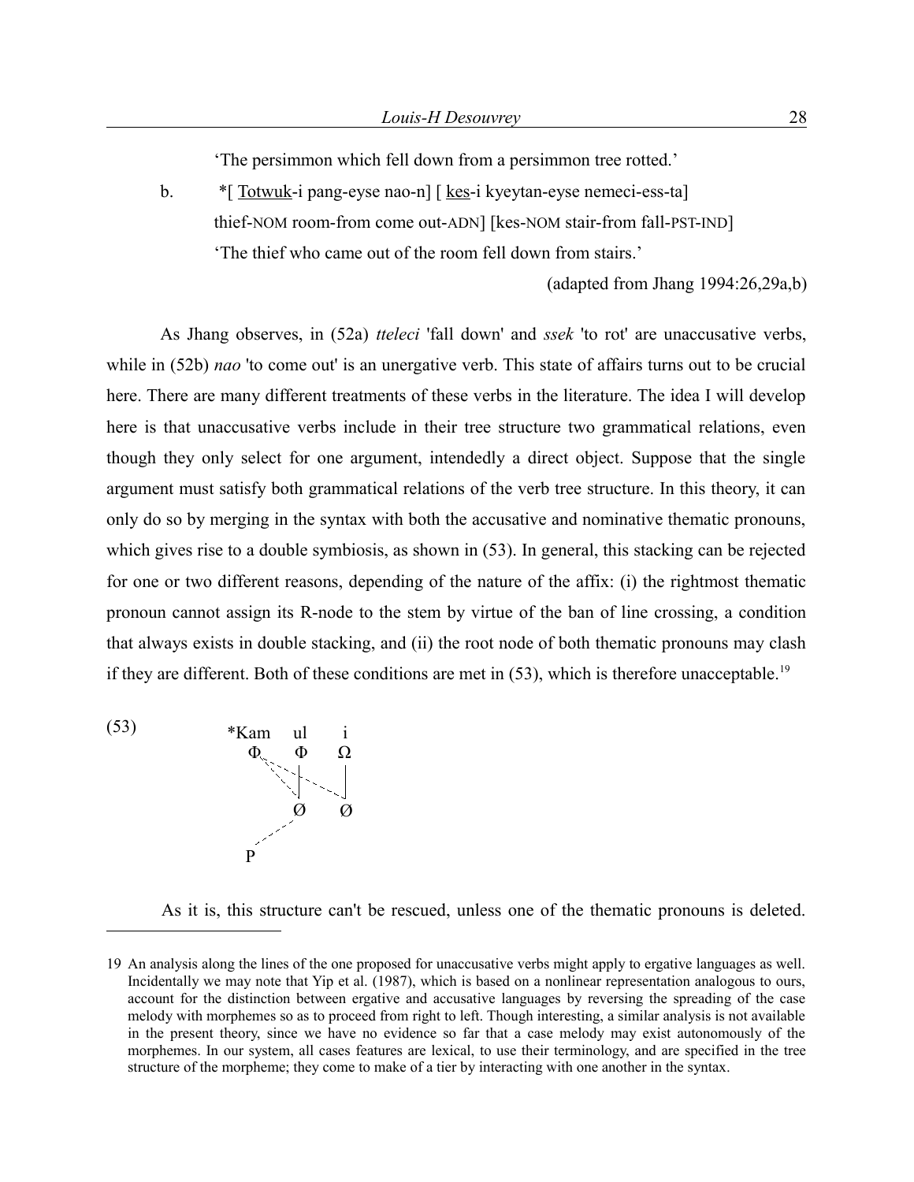'The persimmon which fell down from a persimmon tree rotted.'

b. *[ <u>Totwuk</u>-i pang-eyse nao-n] [ <u>kes</u>-i kyeytan-eyse nemeci-ess-ta]
thief-NOM room-from come out-ADN] [kes-NOM stair-from fall-PST-IND]
'The thief who came out of the room fell down from stairs.'

(adapted from Jhang 1994:26,29a,b)

As Jhang observes, in (52a) *tteleci* 'fall down' and *ssek* 'to rot' are unaccusative verbs, while in (52b) *nao* 'to come out' is an unergative verb. This state of affairs turns out to be crucial here. There are many different treatments of these verbs in the literature. The idea I will develop here is that unaccusative verbs include in their tree structure two grammatical relations, even though they only select for one argument, intendedly a direct object. Suppose that the single argument must satisfy both grammatical relations of the verb tree structure. In this theory, it can only do so by merging in the syntax with both the accusative and nominative thematic pronouns, which gives rise to a double symbiosis, as shown in (53). In general, this stacking can be rejected for one or two different reasons, depending of the nature of the affix: (i) the rightmost thematic pronoun cannot assign its R-node to the stem by virtue of the ban of line crossing, a condition that always exists in double stacking, and (ii) the root node of both thematic pronouns may clash if they are different. Both of these conditions are met in (53), which is therefore unacceptable.[19]

(53)

```
*Kam   ul    i
  Φ     Φ    Ω
   \ ` .|  . |
        Ø    Ø
      .
    P
```

As it is, this structure can't be rescued, unless one of the thematic pronouns is deleted.

---

19 An analysis along the lines of the one proposed for unaccusative verbs might apply to ergative languages as well. Incidentally we may note that Yip et al. (1987), which is based on a nonlinear representation analogous to ours, account for the distinction between ergative and accusative languages by reversing the spreading of the case melody with morphemes so as to proceed from right to left. Though interesting, a similar analysis is not available in the present theory, since we have no evidence so far that a case melody may exist autonomously of the morphemes. In our system, all cases features are lexical, to use their terminology, and are specified in the tree structure of the morpheme; they come to make of a tier by interacting with one another in the syntax.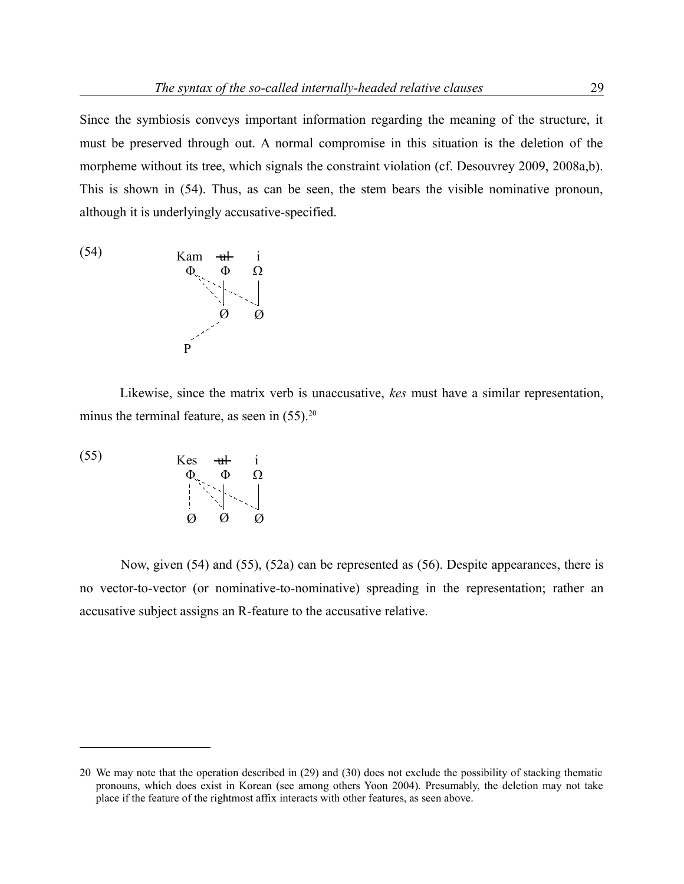Since the symbiosis conveys important information regarding the meaning of the structure, it must be preserved through out. A normal compromise in this situation is the deletion of the morpheme without its tree, which signals the constraint violation (cf. Desouvrey 2009, 2008a,b). This is shown in (54). Thus, as can be seen, the stem bears the visible nominative pronoun, although it is underlyingly accusative-specified.

(54)

```
Kam  -ul-   i
 Φ    Φ    Ω
  \ ·  |  · |
   \ · | ·  |
    \  |    |
       Ø    Ø
      /
     /
    P
```

Likewise, since the matrix verb is unaccusative, *kes* must have a similar representation, minus the terminal feature, as seen in (55).[20]

(55)

```
Kes  -ul-   i
 Φ    Φ    Ω
 ¦ \ · |  · |
 ¦  \  | ·  |
 ¦   \ |    |
 Ø     Ø    Ø
```

Now, given (54) and (55), (52a) can be represented as (56). Despite appearances, there is no vector-to-vector (or nominative-to-nominative) spreading in the representation; rather an accusative subject assigns an R-feature to the accusative relative.

---

20 We may note that the operation described in (29) and (30) does not exclude the possibility of stacking thematic pronouns, which does exist in Korean (see among others Yoon 2004). Presumably, the deletion may not take place if the feature of the rightmost affix interacts with other features, as seen above.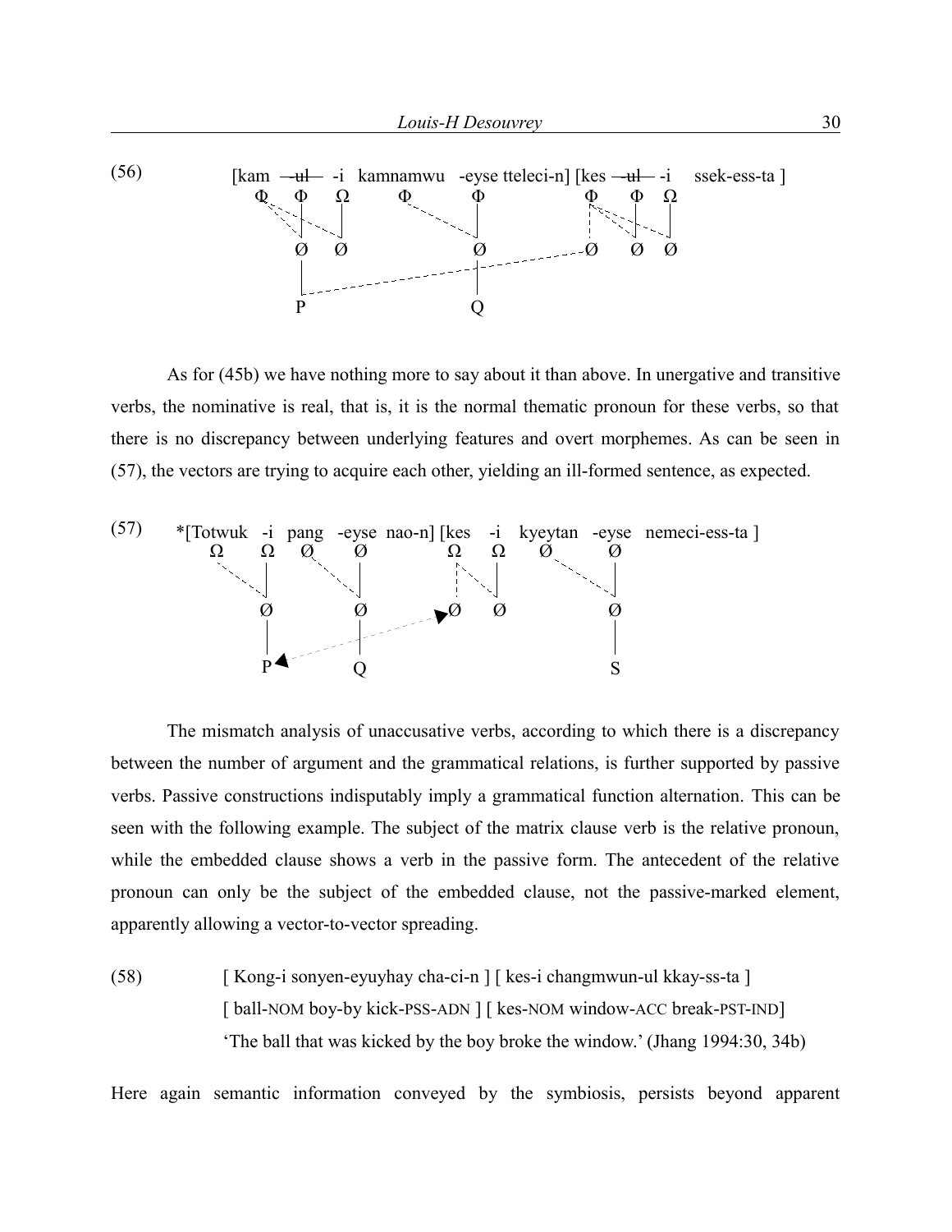(56) [kam ~~ul~~ -i kamnamwu -eyse tteleci-n] [kes ~~ul~~ -i ssek-ess-ta ]

```
      Φ    Φ   Ω        Φ           Φ         Φ   Φ   Ω
           Ø   Ø                    Ø         Ø   Ø   Ø
           P                        Q
```

As for (45b) we have nothing more to say about it than above. In unergative and transitive verbs, the nominative is real, that is, it is the normal thematic pronoun for these verbs, so that there is no discrepancy between underlying features and overt morphemes. As can be seen in (57), the vectors are trying to acquire each other, yielding an ill-formed sentence, as expected.

(57) *[Totwuk -i pang -eyse nao-n] [kes -i kyeytan -eyse nemeci-ess-ta ]

```
      Ω      Ω   Ø      Ø          Ω   Ω   Ø        Ø
             Ø          Ø          Ø   Ø            Ø
             P          Q                           S
```

The mismatch analysis of unaccusative verbs, according to which there is a discrepancy between the number of argument and the grammatical relations, is further supported by passive verbs. Passive constructions indisputably imply a grammatical function alternation. This can be seen with the following example. The subject of the matrix clause verb is the relative pronoun, while the embedded clause shows a verb in the passive form. The antecedent of the relative pronoun can only be the subject of the embedded clause, not the passive-marked element, apparently allowing a vector-to-vector spreading.

(58) [ Kong-i sonyen-eyuyhay cha-ci-n ] [ kes-i changmwun-ul kkay-ss-ta ]
[ ball-NOM boy-by kick-PSS-ADN ] [ kes-NOM window-ACC break-PST-IND]
'The ball that was kicked by the boy broke the window.' (Jhang 1994:30, 34b)

Here again semantic information conveyed by the symbiosis, persists beyond apparent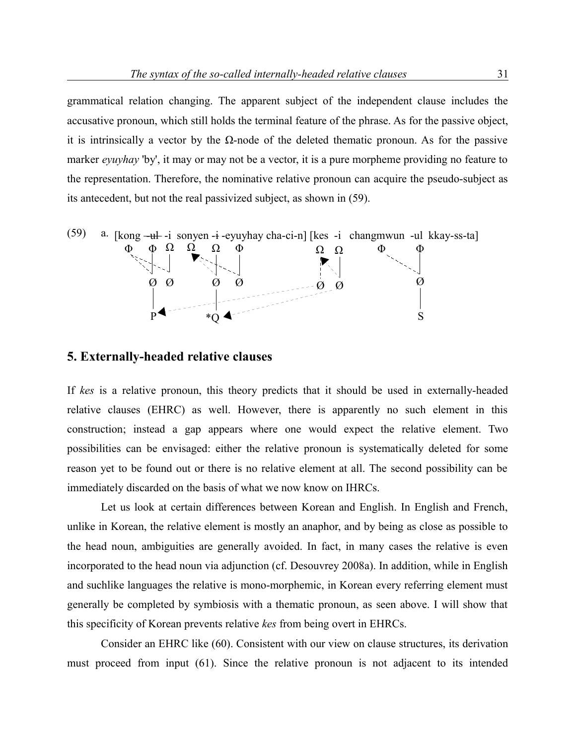grammatical relation changing. The apparent subject of the independent clause includes the accusative pronoun, which still holds the terminal feature of the phrase. As for the passive object, it is intrinsically a vector by the Ω-node of the deleted thematic pronoun. As for the passive marker *eyuyhay* 'by', it may or may not be a vector, it is a pure morpheme providing no feature to the representation. Therefore, the nominative relative pronoun can acquire the pseudo-subject as its antecedent, but not the real passivized subject, as shown in (59).

(59) a. [kong ~~-ul~~ -i sonyen ~~-i~~ -eyuyhay cha-ci-n] [kes -i changmwun -ul kkay-ss-ta]

```
         Φ    Φ  Ω   Ω    Ω    Φ          Ω   Ω          Φ        Φ
              Ø  Ø        Ø    Ø          Ø   Ø                   Ø
              P          *Q                                       S
```

## 5. Externally-headed relative clauses

If *kes* is a relative pronoun, this theory predicts that it should be used in externally-headed relative clauses (EHRC) as well. However, there is apparently no such element in this construction; instead a gap appears where one would expect the relative element. Two possibilities can be envisaged: either the relative pronoun is systematically deleted for some reason yet to be found out or there is no relative element at all. The second possibility can be immediately discarded on the basis of what we now know on IHRCs.

Let us look at certain differences between Korean and English. In English and French, unlike in Korean, the relative element is mostly an anaphor, and by being as close as possible to the head noun, ambiguities are generally avoided. In fact, in many cases the relative is even incorporated to the head noun via adjunction (cf. Desouvrey 2008a). In addition, while in English and suchlike languages the relative is mono-morphemic, in Korean every referring element must generally be completed by symbiosis with a thematic pronoun, as seen above. I will show that this specificity of Korean prevents relative *kes* from being overt in EHRCs.

Consider an EHRC like (60). Consistent with our view on clause structures, its derivation must proceed from input (61). Since the relative pronoun is not adjacent to its intended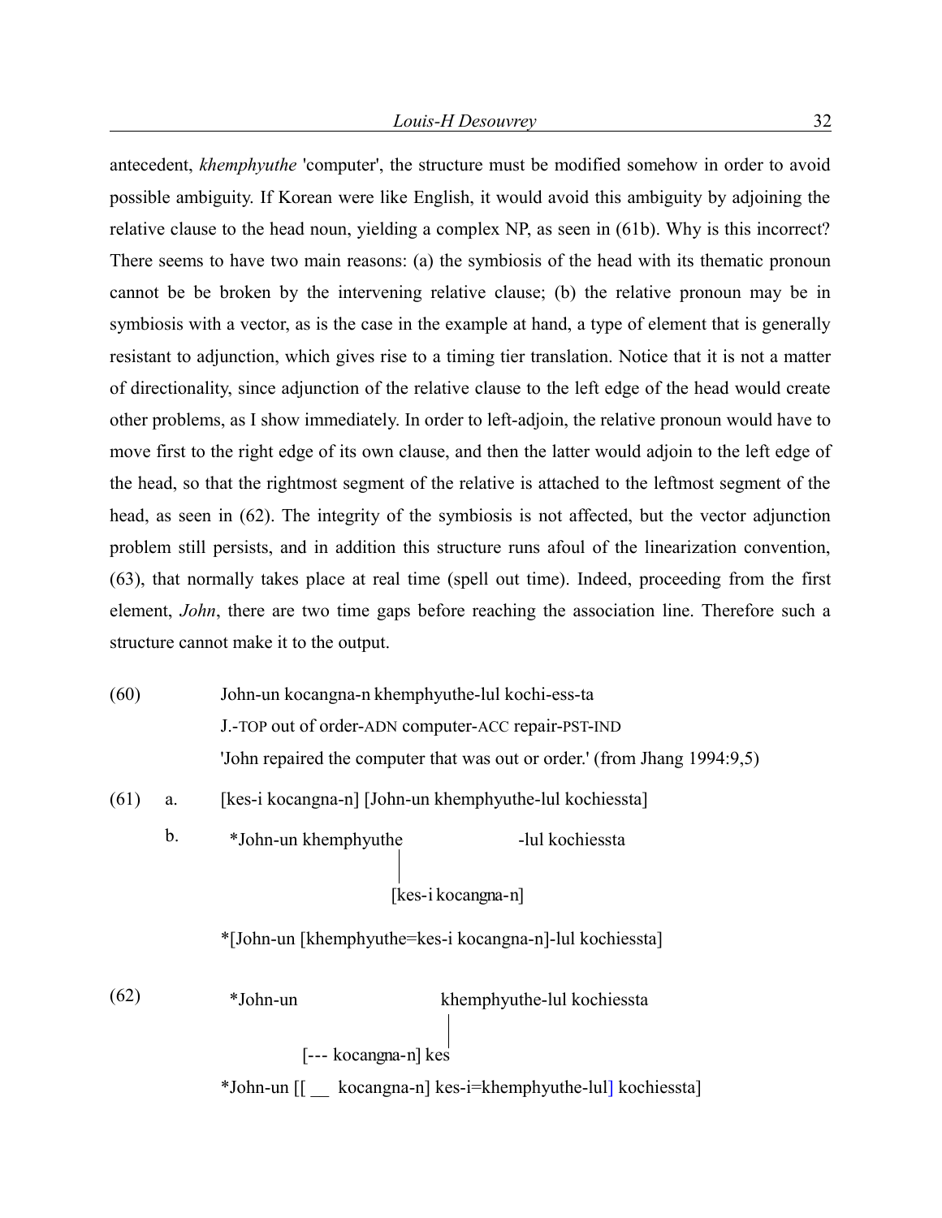antecedent, *khemphyuthe* 'computer', the structure must be modified somehow in order to avoid possible ambiguity. If Korean were like English, it would avoid this ambiguity by adjoining the relative clause to the head noun, yielding a complex NP, as seen in (61b). Why is this incorrect? There seems to have two main reasons: (a) the symbiosis of the head with its thematic pronoun cannot be be broken by the intervening relative clause; (b) the relative pronoun may be in symbiosis with a vector, as is the case in the example at hand, a type of element that is generally resistant to adjunction, which gives rise to a timing tier translation. Notice that it is not a matter of directionality, since adjunction of the relative clause to the left edge of the head would create other problems, as I show immediately. In order to left-adjoin, the relative pronoun would have to move first to the right edge of its own clause, and then the latter would adjoin to the left edge of the head, so that the rightmost segment of the relative is attached to the leftmost segment of the head, as seen in (62). The integrity of the symbiosis is not affected, but the vector adjunction problem still persists, and in addition this structure runs afoul of the linearization convention, (63), that normally takes place at real time (spell out time). Indeed, proceeding from the first element, *John*, there are two time gaps before reaching the association line. Therefore such a structure cannot make it to the output.

(60) John-un kocangna-n khemphyuthe-lul kochi-ess-ta
J.-TOP out of order-ADN computer-ACC repair-PST-IND
'John repaired the computer that was out or order.' (from Jhang 1994:9,5)

(61) a. [kes-i kocangna-n] [John-un khemphyuthe-lul kochiessta]

b. *John-un khemphyuthe -lul kochiessta
[kes-i kocangna-n]

*[John-un [khemphyuthe=kes-i kocangna-n]-lul kochiessta]

(62) *John-un khemphyuthe-lul kochiessta
[--- kocangna-n] kes

*John-un [[ __ kocangna-n] kes-i=khemphyuthe-lul] kochiessta]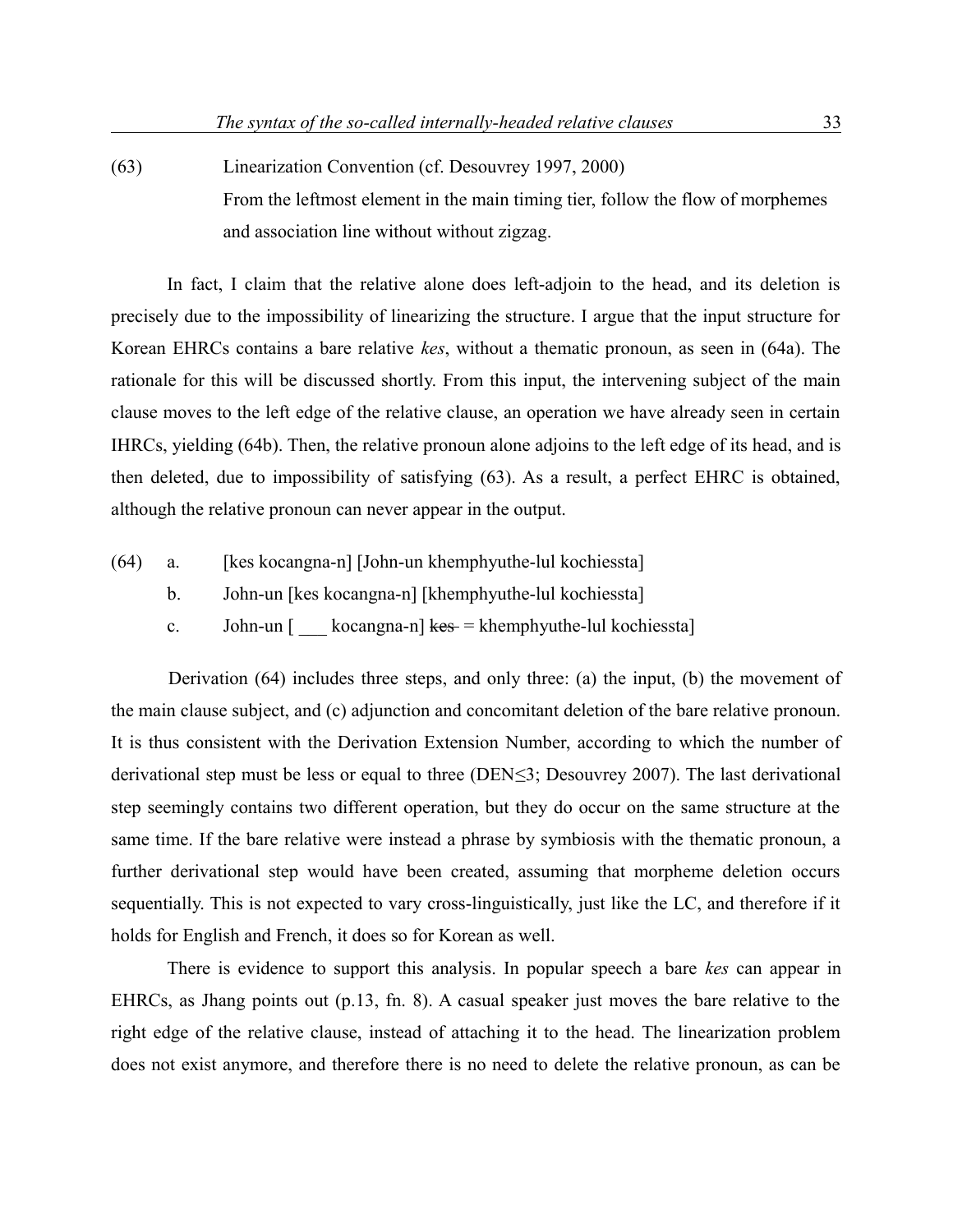(63) Linearization Convention (cf. Desouvrey 1997, 2000)
From the leftmost element in the main timing tier, follow the flow of morphemes and association line without without zigzag.

In fact, I claim that the relative alone does left-adjoin to the head, and its deletion is precisely due to the impossibility of linearizing the structure. I argue that the input structure for Korean EHRCs contains a bare relative *kes*, without a thematic pronoun, as seen in (64a). The rationale for this will be discussed shortly. From this input, the intervening subject of the main clause moves to the left edge of the relative clause, an operation we have already seen in certain IHRCs, yielding (64b). Then, the relative pronoun alone adjoins to the left edge of its head, and is then deleted, due to impossibility of satisfying (63). As a result, a perfect EHRC is obtained, although the relative pronoun can never appear in the output.

(64) a. [kes kocangna-n] [John-un khemphyuthe-lul kochiessta]
b. John-un [kes kocangna-n] [khemphyuthe-lul kochiessta]
c. John-un [ ___ kocangna-n] ~~kes~~ = khemphyuthe-lul kochiessta]

Derivation (64) includes three steps, and only three: (a) the input, (b) the movement of the main clause subject, and (c) adjunction and concomitant deletion of the bare relative pronoun. It is thus consistent with the Derivation Extension Number, according to which the number of derivational step must be less or equal to three (DEN≤3; Desouvrey 2007). The last derivational step seemingly contains two different operation, but they do occur on the same structure at the same time. If the bare relative were instead a phrase by symbiosis with the thematic pronoun, a further derivational step would have been created, assuming that morpheme deletion occurs sequentially. This is not expected to vary cross-linguistically, just like the LC, and therefore if it holds for English and French, it does so for Korean as well.

There is evidence to support this analysis. In popular speech a bare *kes* can appear in EHRCs, as Jhang points out (p.13, fn. 8). A casual speaker just moves the bare relative to the right edge of the relative clause, instead of attaching it to the head. The linearization problem does not exist anymore, and therefore there is no need to delete the relative pronoun, as can be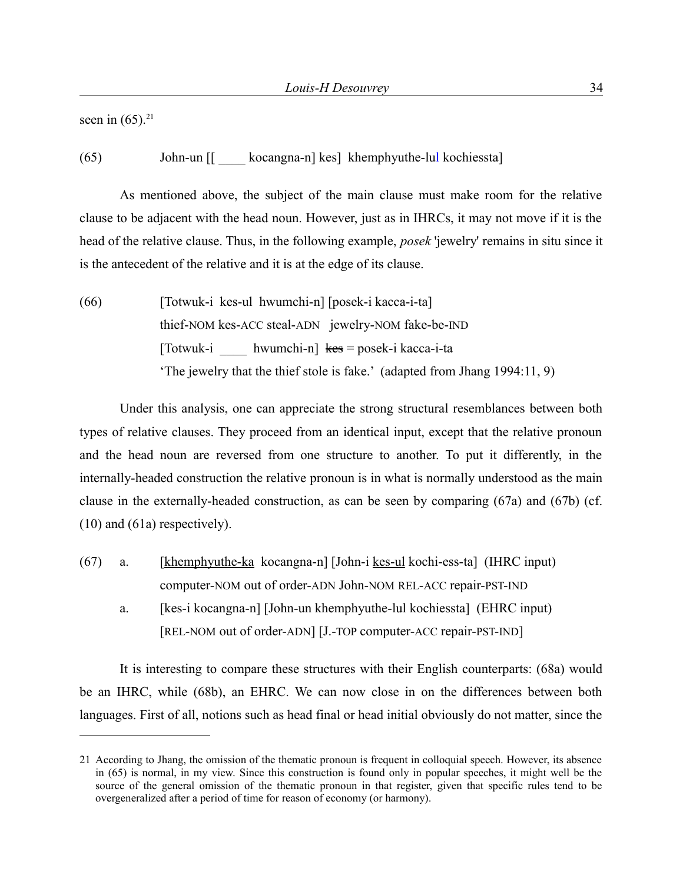seen in (65).[21]

(65) John-un [[ ____ kocangna-n] kes] khemphyuthe-lul kochiessta]

As mentioned above, the subject of the main clause must make room for the relative clause to be adjacent with the head noun. However, just as in IHRCs, it may not move if it is the head of the relative clause. Thus, in the following example, *posek* 'jewelry' remains in situ since it is the antecedent of the relative and it is at the edge of its clause.

(66) [Totwuk-i kes-ul hwumchi-n] [posek-i kacca-i-ta]
thief-NOM kes-ACC steal-ADN jewelry-NOM fake-be-IND
[Totwuk-i ____ hwumchi-n] ~~kes~~ = posek-i kacca-i-ta
'The jewelry that the thief stole is fake.' (adapted from Jhang 1994:11, 9)

Under this analysis, one can appreciate the strong structural resemblances between both types of relative clauses. They proceed from an identical input, except that the relative pronoun and the head noun are reversed from one structure to another. To put it differently, in the internally-headed construction the relative pronoun is in what is normally understood as the main clause in the externally-headed construction, as can be seen by comparing (67a) and (67b) (cf. (10) and (61a) respectively).

(67) a. [khemphyuthe-ka kocangna-n] [John-i kes-ul kochi-ess-ta] (IHRC input)
computer-NOM out of order-ADN John-NOM REL-ACC repair-PST-IND
a. [kes-i kocangna-n] [John-un khemphyuthe-lul kochiessta] (EHRC input)
[REL-NOM out of order-ADN] [J.-TOP computer-ACC repair-PST-IND]

It is interesting to compare these structures with their English counterparts: (68a) would be an IHRC, while (68b), an EHRC. We can now close in on the differences between both languages. First of all, notions such as head final or head initial obviously do not matter, since the

---

21 According to Jhang, the omission of the thematic pronoun is frequent in colloquial speech. However, its absence in (65) is normal, in my view. Since this construction is found only in popular speeches, it might well be the source of the general omission of the thematic pronoun in that register, given that specific rules tend to be overgeneralized after a period of time for reason of economy (or harmony).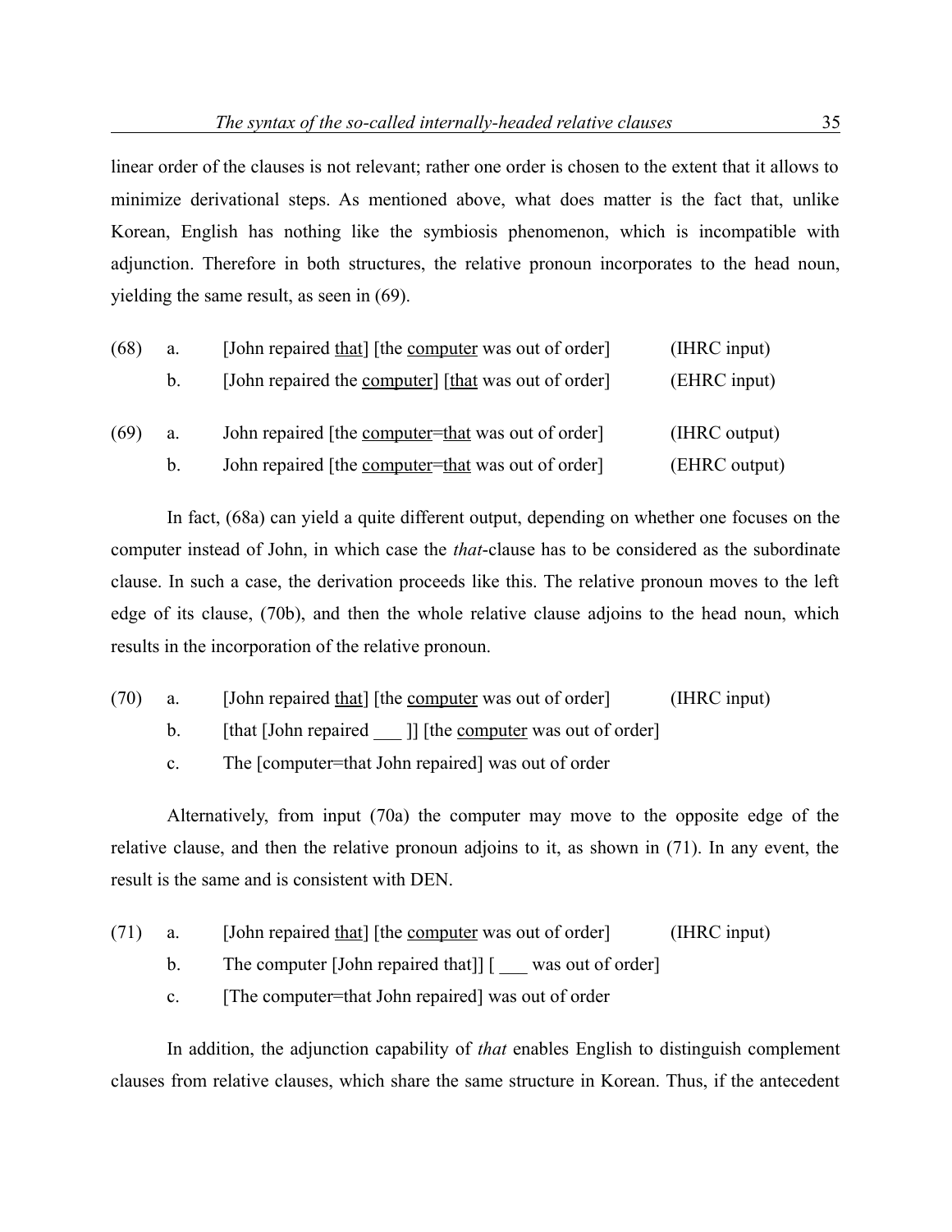linear order of the clauses is not relevant; rather one order is chosen to the extent that it allows to minimize derivational steps. As mentioned above, what does matter is the fact that, unlike Korean, English has nothing like the symbiosis phenomenon, which is incompatible with adjunction. Therefore in both structures, the relative pronoun incorporates to the head noun, yielding the same result, as seen in (69).

(68) a. [John repaired <u>that</u>] [the <u>computer</u> was out of order] (IHRC input)

b. [John repaired the <u>computer</u>] [<u>that</u> was out of order] (EHRC input)

(69) a. John repaired [the <u>computer</u>=<u>that</u> was out of order] (IHRC output)

b. John repaired [the <u>computer</u>=<u>that</u> was out of order] (EHRC output)

In fact, (68a) can yield a quite different output, depending on whether one focuses on the computer instead of John, in which case the *that*-clause has to be considered as the subordinate clause. In such a case, the derivation proceeds like this. The relative pronoun moves to the left edge of its clause, (70b), and then the whole relative clause adjoins to the head noun, which results in the incorporation of the relative pronoun.

(70) a. [John repaired <u>that</u>] [the <u>computer</u> was out of order] (IHRC input)

b. [that [John repaired ___ ]] [the <u>computer</u> was out of order]

c. The [computer=that John repaired] was out of order

Alternatively, from input (70a) the computer may move to the opposite edge of the relative clause, and then the relative pronoun adjoins to it, as shown in (71). In any event, the result is the same and is consistent with DEN.

(71) a. [John repaired <u>that</u>] [the <u>computer</u> was out of order] (IHRC input)

b. The computer [John repaired that]] [ ___ was out of order]

c. [The computer=that John repaired] was out of order

In addition, the adjunction capability of *that* enables English to distinguish complement clauses from relative clauses, which share the same structure in Korean. Thus, if the antecedent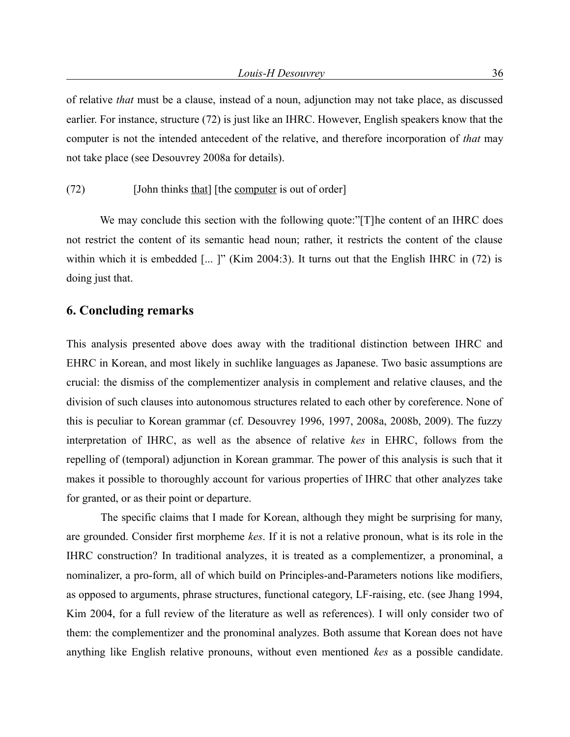of relative *that* must be a clause, instead of a noun, adjunction may not take place, as discussed earlier. For instance, structure (72) is just like an IHRC. However, English speakers know that the computer is not the intended antecedent of the relative, and therefore incorporation of *that* may not take place (see Desouvrey 2008a for details).

(72) [John thinks <u>that</u>] [the <u>computer</u> is out of order]

We may conclude this section with the following quote:"[T]he content of an IHRC does not restrict the content of its semantic head noun; rather, it restricts the content of the clause within which it is embedded [... ]" (Kim 2004:3). It turns out that the English IHRC in (72) is doing just that.

## 6. Concluding remarks

This analysis presented above does away with the traditional distinction between IHRC and EHRC in Korean, and most likely in suchlike languages as Japanese. Two basic assumptions are crucial: the dismiss of the complementizer analysis in complement and relative clauses, and the division of such clauses into autonomous structures related to each other by coreference. None of this is peculiar to Korean grammar (cf. Desouvrey 1996, 1997, 2008a, 2008b, 2009). The fuzzy interpretation of IHRC, as well as the absence of relative *kes* in EHRC, follows from the repelling of (temporal) adjunction in Korean grammar. The power of this analysis is such that it makes it possible to thoroughly account for various properties of IHRC that other analyzes take for granted, or as their point or departure.

The specific claims that I made for Korean, although they might be surprising for many, are grounded. Consider first morpheme *kes*. If it is not a relative pronoun, what is its role in the IHRC construction? In traditional analyzes, it is treated as a complementizer, a pronominal, a nominalizer, a pro-form, all of which build on Principles-and-Parameters notions like modifiers, as opposed to arguments, phrase structures, functional category, LF-raising, etc. (see Jhang 1994, Kim 2004, for a full review of the literature as well as references). I will only consider two of them: the complementizer and the pronominal analyzes. Both assume that Korean does not have anything like English relative pronouns, without even mentioned *kes* as a possible candidate.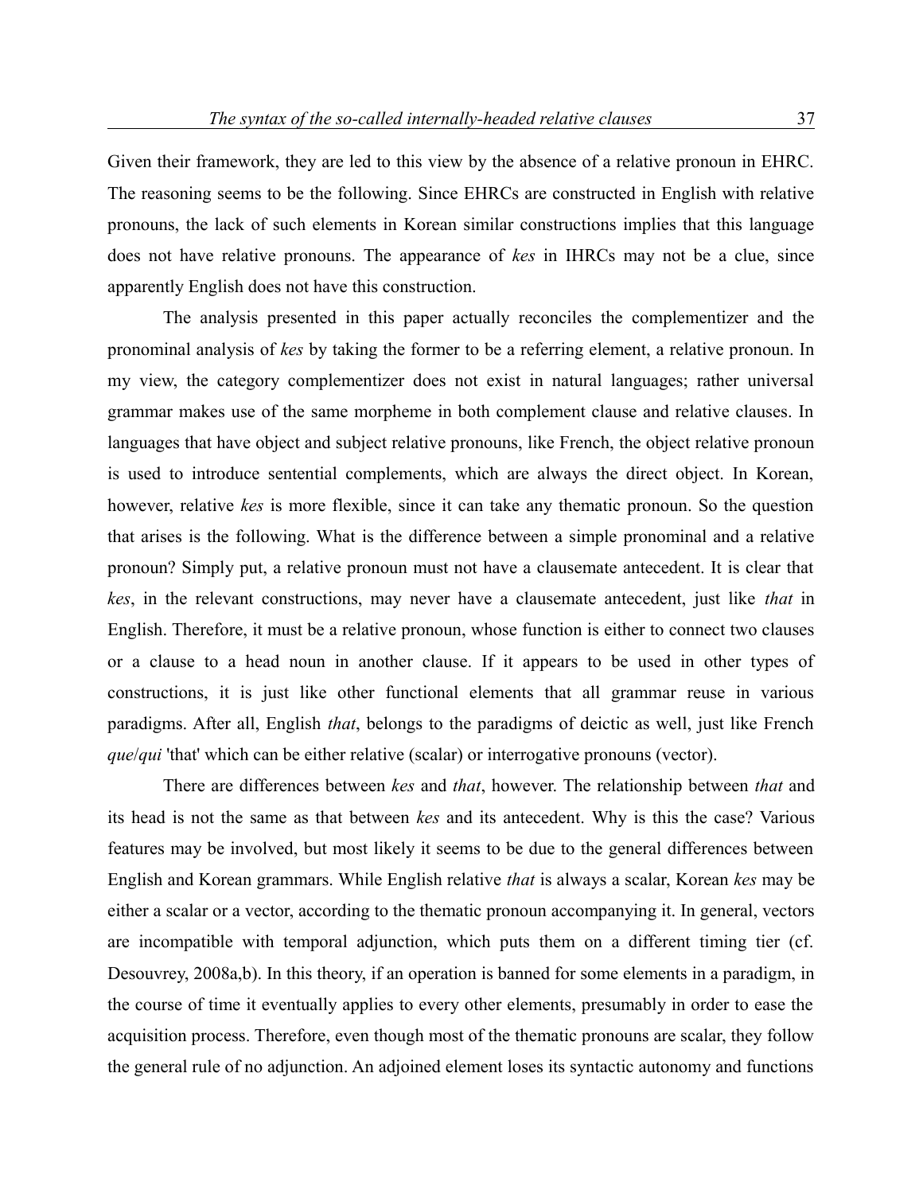Given their framework, they are led to this view by the absence of a relative pronoun in EHRC. The reasoning seems to be the following. Since EHRCs are constructed in English with relative pronouns, the lack of such elements in Korean similar constructions implies that this language does not have relative pronouns. The appearance of *kes* in IHRCs may not be a clue, since apparently English does not have this construction.

The analysis presented in this paper actually reconciles the complementizer and the pronominal analysis of *kes* by taking the former to be a referring element, a relative pronoun. In my view, the category complementizer does not exist in natural languages; rather universal grammar makes use of the same morpheme in both complement clause and relative clauses. In languages that have object and subject relative pronouns, like French, the object relative pronoun is used to introduce sentential complements, which are always the direct object. In Korean, however, relative *kes* is more flexible, since it can take any thematic pronoun. So the question that arises is the following. What is the difference between a simple pronominal and a relative pronoun? Simply put, a relative pronoun must not have a clausemate antecedent. It is clear that *kes*, in the relevant constructions, may never have a clausemate antecedent, just like *that* in English. Therefore, it must be a relative pronoun, whose function is either to connect two clauses or a clause to a head noun in another clause. If it appears to be used in other types of constructions, it is just like other functional elements that all grammar reuse in various paradigms. After all, English *that*, belongs to the paradigms of deictic as well, just like French *que*/*qui* 'that' which can be either relative (scalar) or interrogative pronouns (vector).

There are differences between *kes* and *that*, however. The relationship between *that* and its head is not the same as that between *kes* and its antecedent. Why is this the case? Various features may be involved, but most likely it seems to be due to the general differences between English and Korean grammars. While English relative *that* is always a scalar, Korean *kes* may be either a scalar or a vector, according to the thematic pronoun accompanying it. In general, vectors are incompatible with temporal adjunction, which puts them on a different timing tier (cf. Desouvrey, 2008a,b). In this theory, if an operation is banned for some elements in a paradigm, in the course of time it eventually applies to every other elements, presumably in order to ease the acquisition process. Therefore, even though most of the thematic pronouns are scalar, they follow the general rule of no adjunction. An adjoined element loses its syntactic autonomy and functions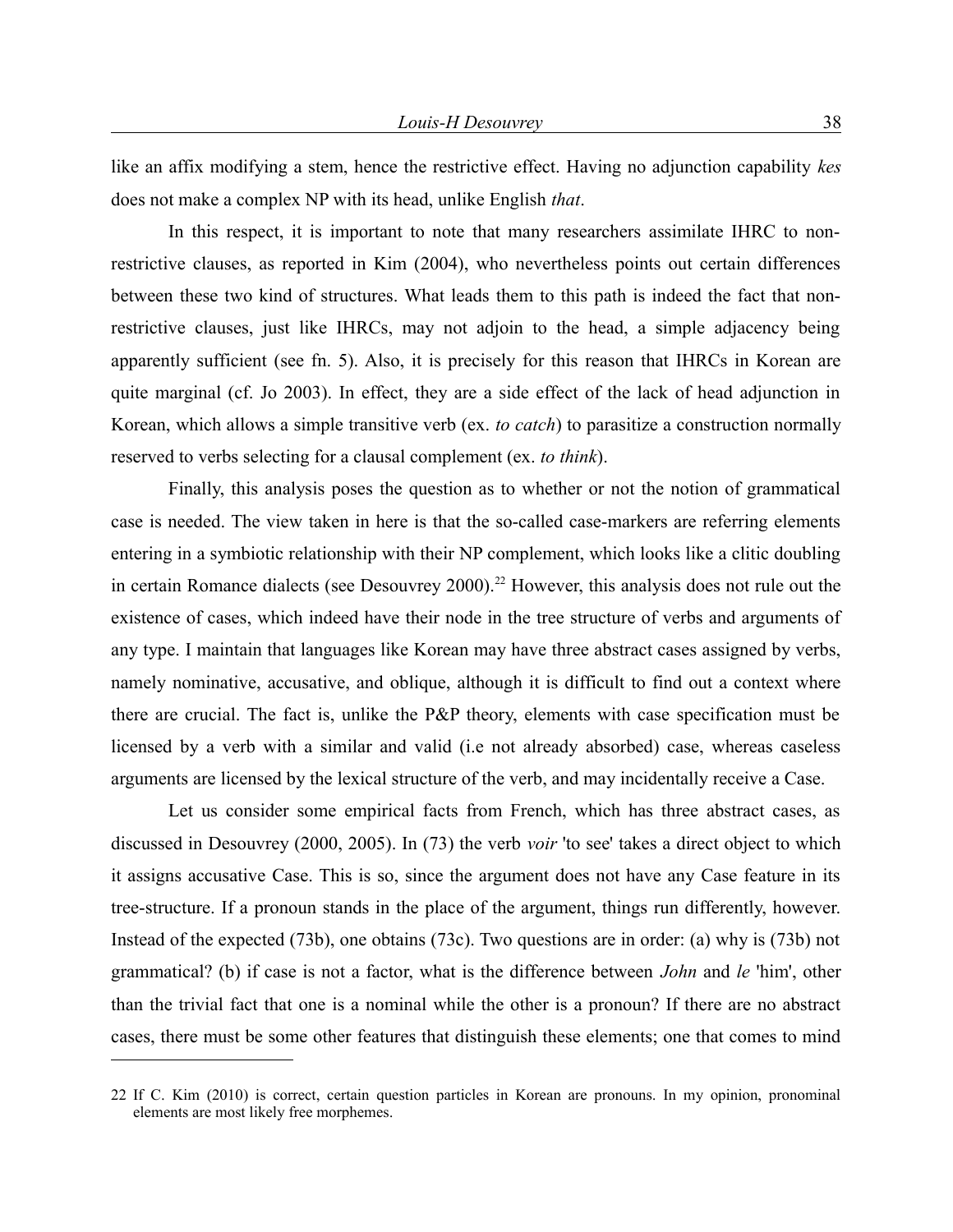like an affix modifying a stem, hence the restrictive effect. Having no adjunction capability *kes* does not make a complex NP with its head, unlike English *that*.

In this respect, it is important to note that many researchers assimilate IHRC to non-restrictive clauses, as reported in Kim (2004), who nevertheless points out certain differences between these two kind of structures. What leads them to this path is indeed the fact that non-restrictive clauses, just like IHRCs, may not adjoin to the head, a simple adjacency being apparently sufficient (see fn. 5). Also, it is precisely for this reason that IHRCs in Korean are quite marginal (cf. Jo 2003). In effect, they are a side effect of the lack of head adjunction in Korean, which allows a simple transitive verb (ex. *to catch*) to parasitize a construction normally reserved to verbs selecting for a clausal complement (ex. *to think*).

Finally, this analysis poses the question as to whether or not the notion of grammatical case is needed. The view taken in here is that the so-called case-markers are referring elements entering in a symbiotic relationship with their NP complement, which looks like a clitic doubling in certain Romance dialects (see Desouvrey 2000).[22] However, this analysis does not rule out the existence of cases, which indeed have their node in the tree structure of verbs and arguments of any type. I maintain that languages like Korean may have three abstract cases assigned by verbs, namely nominative, accusative, and oblique, although it is difficult to find out a context where there are crucial. The fact is, unlike the P&P theory, elements with case specification must be licensed by a verb with a similar and valid (i.e not already absorbed) case, whereas caseless arguments are licensed by the lexical structure of the verb, and may incidentally receive a Case.

Let us consider some empirical facts from French, which has three abstract cases, as discussed in Desouvrey (2000, 2005). In (73) the verb *voir* 'to see' takes a direct object to which it assigns accusative Case. This is so, since the argument does not have any Case feature in its tree-structure. If a pronoun stands in the place of the argument, things run differently, however. Instead of the expected (73b), one obtains (73c). Two questions are in order: (a) why is (73b) not grammatical? (b) if case is not a factor, what is the difference between *John* and *le* 'him', other than the trivial fact that one is a nominal while the other is a pronoun? If there are no abstract cases, there must be some other features that distinguish these elements; one that comes to mind

---

22 If C. Kim (2010) is correct, certain question particles in Korean are pronouns. In my opinion, pronominal elements are most likely free morphemes.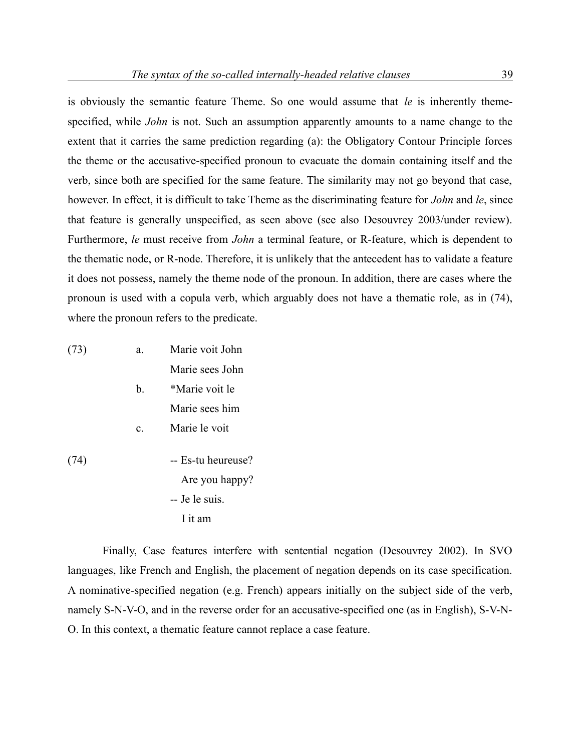is obviously the semantic feature Theme. So one would assume that *le* is inherently theme-specified, while *John* is not. Such an assumption apparently amounts to a name change to the extent that it carries the same prediction regarding (a): the Obligatory Contour Principle forces the theme or the accusative-specified pronoun to evacuate the domain containing itself and the verb, since both are specified for the same feature. The similarity may not go beyond that case, however. In effect, it is difficult to take Theme as the discriminating feature for *John* and *le*, since that feature is generally unspecified, as seen above (see also Desouvrey 2003/under review). Furthermore, *le* must receive from *John* a terminal feature, or R-feature, which is dependent to the thematic node, or R-node. Therefore, it is unlikely that the antecedent has to validate a feature it does not possess, namely the theme node of the pronoun. In addition, there are cases where the pronoun is used with a copula verb, which arguably does not have a thematic role, as in (74), where the pronoun refers to the predicate.

(73)
a. Marie voit John
   Marie sees John
b. *Marie voit le
   Marie sees him
c. Marie le voit

(74)
-- Es-tu heureuse?
   Are you happy?
-- Je le suis.
   I it am

Finally, Case features interfere with sentential negation (Desouvrey 2002). In SVO languages, like French and English, the placement of negation depends on its case specification. A nominative-specified negation (e.g. French) appears initially on the subject side of the verb, namely S-N-V-O, and in the reverse order for an accusative-specified one (as in English), S-V-N-O. In this context, a thematic feature cannot replace a case feature.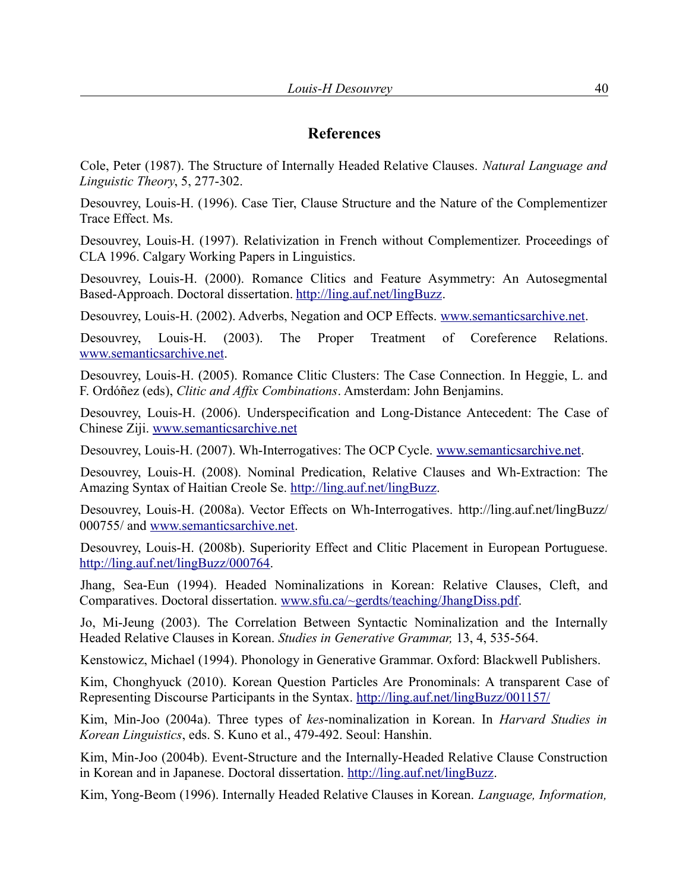## References

Cole, Peter (1987). The Structure of Internally Headed Relative Clauses. *Natural Language and Linguistic Theory*, 5, 277-302.

Desouvrey, Louis-H. (1996). Case Tier, Clause Structure and the Nature of the Complementizer Trace Effect. Ms.

Desouvrey, Louis-H. (1997). Relativization in French without Complementizer. Proceedings of CLA 1996. Calgary Working Papers in Linguistics.

Desouvrey, Louis-H. (2000). Romance Clitics and Feature Asymmetry: An Autosegmental Based-Approach. Doctoral dissertation. http://ling.auf.net/lingBuzz.

Desouvrey, Louis-H. (2002). Adverbs, Negation and OCP Effects. www.semanticsarchive.net.

Desouvrey, Louis-H. (2003). The Proper Treatment of Coreference Relations. www.semanticsarchive.net.

Desouvrey, Louis-H. (2005). Romance Clitic Clusters: The Case Connection. In Heggie, L. and F. Ordóñez (eds), *Clitic and Affix Combinations*. Amsterdam: John Benjamins.

Desouvrey, Louis-H. (2006). Underspecification and Long-Distance Antecedent: The Case of Chinese Ziji. www.semanticsarchive.net

Desouvrey, Louis-H. (2007). Wh-Interrogatives: The OCP Cycle. www.semanticsarchive.net.

Desouvrey, Louis-H. (2008). Nominal Predication, Relative Clauses and Wh-Extraction: The Amazing Syntax of Haitian Creole Se. http://ling.auf.net/lingBuzz.

Desouvrey, Louis-H. (2008a). Vector Effects on Wh-Interrogatives. http://ling.auf.net/lingBuzz/000755/ and www.semanticsarchive.net.

Desouvrey, Louis-H. (2008b). Superiority Effect and Clitic Placement in European Portuguese. http://ling.auf.net/lingBuzz/000764.

Jhang, Sea-Eun (1994). Headed Nominalizations in Korean: Relative Clauses, Cleft, and Comparatives. Doctoral dissertation. www.sfu.ca/~gerdts/teaching/JhangDiss.pdf.

Jo, Mi-Jeung (2003). The Correlation Between Syntactic Nominalization and the Internally Headed Relative Clauses in Korean. *Studies in Generative Grammar,* 13, 4, 535-564.

Kenstowicz, Michael (1994). Phonology in Generative Grammar. Oxford: Blackwell Publishers.

Kim, Chonghyuck (2010). Korean Question Particles Are Pronominals: A transparent Case of Representing Discourse Participants in the Syntax. http://ling.auf.net/lingBuzz/001157/

Kim, Min-Joo (2004a). Three types of *kes*-nominalization in Korean. In *Harvard Studies in Korean Linguistics*, eds. S. Kuno et al., 479-492. Seoul: Hanshin.

Kim, Min-Joo (2004b). Event-Structure and the Internally-Headed Relative Clause Construction in Korean and in Japanese. Doctoral dissertation. http://ling.auf.net/lingBuzz.

Kim, Yong-Beom (1996). Internally Headed Relative Clauses in Korean. *Language, Information,*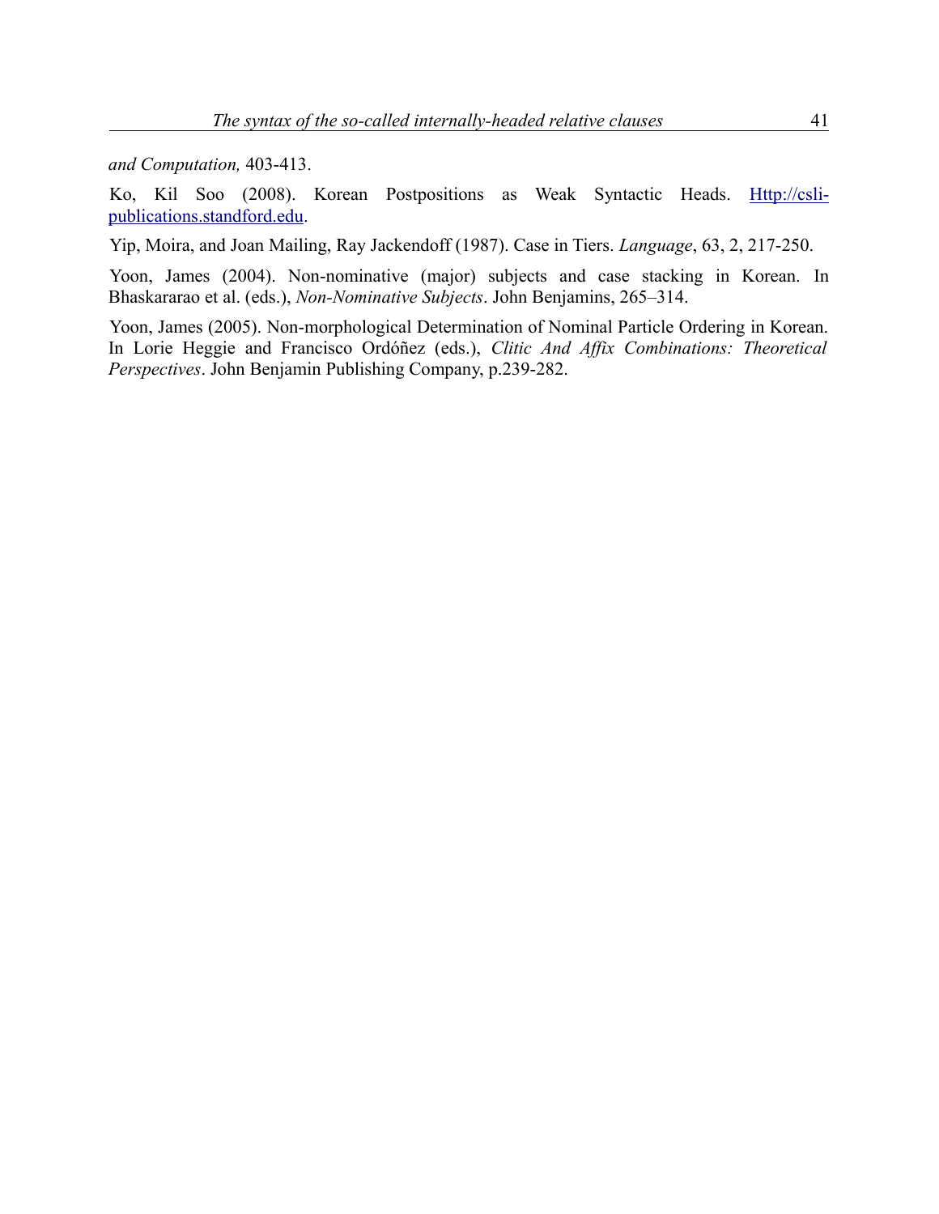*and Computation,* 403-413.

Ko, Kil Soo (2008). Korean Postpositions as Weak Syntactic Heads. [Http://csli-publications.standford.edu](Http://csli-publications.standford.edu).

Yip, Moira, and Joan Mailing, Ray Jackendoff (1987). Case in Tiers. *Language*, 63, 2, 217-250.

Yoon, James (2004). Non-nominative (major) subjects and case stacking in Korean. In Bhaskararao et al. (eds.), *Non-Nominative Subjects*. John Benjamins, 265–314.

Yoon, James (2005). Non-morphological Determination of Nominal Particle Ordering in Korean. In Lorie Heggie and Francisco Ordóñez (eds.), *Clitic And Affix Combinations: Theoretical Perspectives*. John Benjamin Publishing Company, p.239-282.